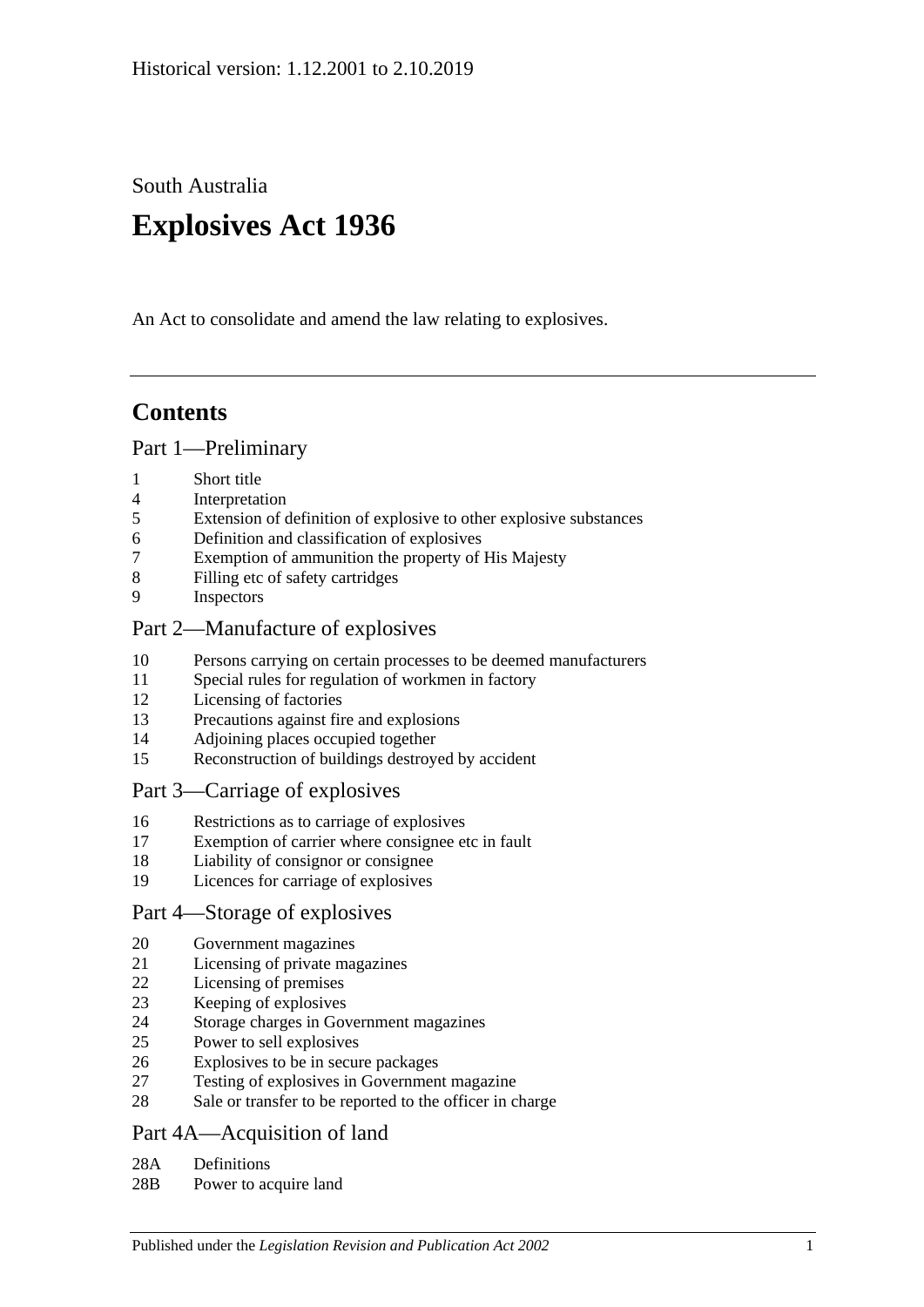Historical version: 1.12.2001 to 2.10.2019

South Australia

# Explosives Act 1936

An Act to consolidate and amend the law relating to explosives.

## Contents

### Part 1—Preliminary

1 Short title
4 Interpretation
5 Extension of definition of explosive to other explosive substances
6 Definition and classification of explosives
7 Exemption of ammunition the property of His Majesty
8 Filling etc of safety cartridges
9 Inspectors

### Part 2—Manufacture of explosives

10 Persons carrying on certain processes to be deemed manufacturers
11 Special rules for regulation of workmen in factory
12 Licensing of factories
13 Precautions against fire and explosions
14 Adjoining places occupied together
15 Reconstruction of buildings destroyed by accident

### Part 3—Carriage of explosives

16 Restrictions as to carriage of explosives
17 Exemption of carrier where consignee etc in fault
18 Liability of consignor or consignee
19 Licences for carriage of explosives

### Part 4—Storage of explosives

20 Government magazines
21 Licensing of private magazines
22 Licensing of premises
23 Keeping of explosives
24 Storage charges in Government magazines
25 Power to sell explosives
26 Explosives to be in secure packages
27 Testing of explosives in Government magazine
28 Sale or transfer to be reported to the officer in charge

### Part 4A—Acquisition of land

28A Definitions
28B Power to acquire land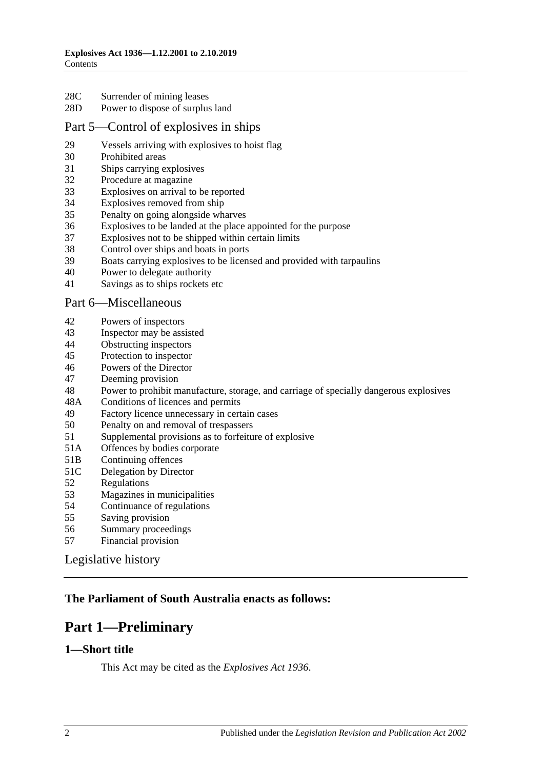28C Surrender of mining leases
28D Power to dispose of surplus land

## Part 5—Control of explosives in ships

29 Vessels arriving with explosives to hoist flag
30 Prohibited areas
31 Ships carrying explosives
32 Procedure at magazine
33 Explosives on arrival to be reported
34 Explosives removed from ship
35 Penalty on going alongside wharves
36 Explosives to be landed at the place appointed for the purpose
37 Explosives not to be shipped within certain limits
38 Control over ships and boats in ports
39 Boats carrying explosives to be licensed and provided with tarpaulins
40 Power to delegate authority
41 Savings as to ships rockets etc

## Part 6—Miscellaneous

42 Powers of inspectors
43 Inspector may be assisted
44 Obstructing inspectors
45 Protection to inspector
46 Powers of the Director
47 Deeming provision
48 Power to prohibit manufacture, storage, and carriage of specially dangerous explosives
48A Conditions of licences and permits
49 Factory licence unnecessary in certain cases
50 Penalty on and removal of trespassers
51 Supplemental provisions as to forfeiture of explosive
51A Offences by bodies corporate
51B Continuing offences
51C Delegation by Director
52 Regulations
53 Magazines in municipalities
54 Continuance of regulations
55 Saving provision
56 Summary proceedings
57 Financial provision

Legislative history

**The Parliament of South Australia enacts as follows:**

# Part 1—Preliminary

### 1—Short title

This Act may be cited as the *Explosives Act 1936*.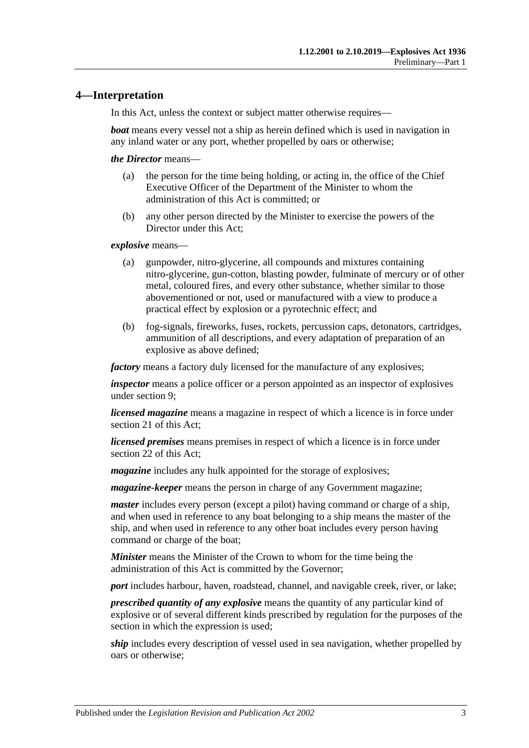## 4—Interpretation

In this Act, unless the context or subject matter otherwise requires—

***boat*** means every vessel not a ship as herein defined which is used in navigation in any inland water or any port, whether propelled by oars or otherwise;

***the Director*** means—

(a) the person for the time being holding, or acting in, the office of the Chief Executive Officer of the Department of the Minister to whom the administration of this Act is committed; or

(b) any other person directed by the Minister to exercise the powers of the Director under this Act;

***explosive*** means—

(a) gunpowder, nitro-glycerine, all compounds and mixtures containing nitro-glycerine, gun-cotton, blasting powder, fulminate of mercury or of other metal, coloured fires, and every other substance, whether similar to those abovementioned or not, used or manufactured with a view to produce a practical effect by explosion or a pyrotechnic effect; and

(b) fog-signals, fireworks, fuses, rockets, percussion caps, detonators, cartridges, ammunition of all descriptions, and every adaptation of preparation of an explosive as above defined;

***factory*** means a factory duly licensed for the manufacture of any explosives;

***inspector*** means a police officer or a person appointed as an inspector of explosives under section 9;

***licensed magazine*** means a magazine in respect of which a licence is in force under section 21 of this Act;

***licensed premises*** means premises in respect of which a licence is in force under section 22 of this Act;

***magazine*** includes any hulk appointed for the storage of explosives;

***magazine-keeper*** means the person in charge of any Government magazine;

***master*** includes every person (except a pilot) having command or charge of a ship, and when used in reference to any boat belonging to a ship means the master of the ship, and when used in reference to any other boat includes every person having command or charge of the boat;

***Minister*** means the Minister of the Crown to whom for the time being the administration of this Act is committed by the Governor;

***port*** includes harbour, haven, roadstead, channel, and navigable creek, river, or lake;

***prescribed quantity of any explosive*** means the quantity of any particular kind of explosive or of several different kinds prescribed by regulation for the purposes of the section in which the expression is used;

***ship*** includes every description of vessel used in sea navigation, whether propelled by oars or otherwise;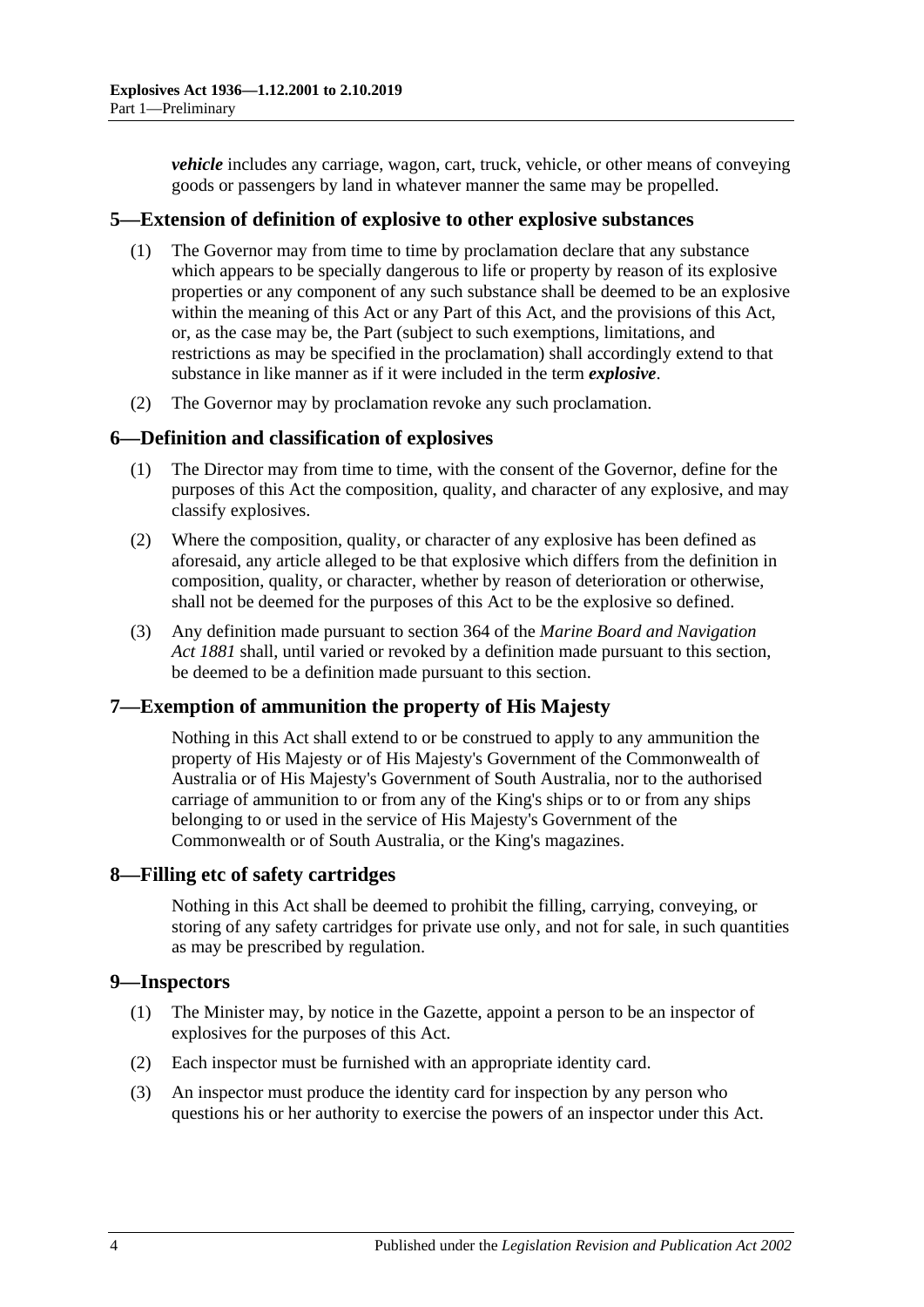***vehicle*** includes any carriage, wagon, cart, truck, vehicle, or other means of conveying goods or passengers by land in whatever manner the same may be propelled.

## 5—Extension of definition of explosive to other explosive substances

(1) The Governor may from time to time by proclamation declare that any substance which appears to be specially dangerous to life or property by reason of its explosive properties or any component of any such substance shall be deemed to be an explosive within the meaning of this Act or any Part of this Act, and the provisions of this Act, or, as the case may be, the Part (subject to such exemptions, limitations, and restrictions as may be specified in the proclamation) shall accordingly extend to that substance in like manner as if it were included in the term ***explosive***.

(2) The Governor may by proclamation revoke any such proclamation.

## 6—Definition and classification of explosives

(1) The Director may from time to time, with the consent of the Governor, define for the purposes of this Act the composition, quality, and character of any explosive, and may classify explosives.

(2) Where the composition, quality, or character of any explosive has been defined as aforesaid, any article alleged to be that explosive which differs from the definition in composition, quality, or character, whether by reason of deterioration or otherwise, shall not be deemed for the purposes of this Act to be the explosive so defined.

(3) Any definition made pursuant to section 364 of the *Marine Board and Navigation Act 1881* shall, until varied or revoked by a definition made pursuant to this section, be deemed to be a definition made pursuant to this section.

## 7—Exemption of ammunition the property of His Majesty

Nothing in this Act shall extend to or be construed to apply to any ammunition the property of His Majesty or of His Majesty's Government of the Commonwealth of Australia or of His Majesty's Government of South Australia, nor to the authorised carriage of ammunition to or from any of the King's ships or to or from any ships belonging to or used in the service of His Majesty's Government of the Commonwealth or of South Australia, or the King's magazines.

## 8—Filling etc of safety cartridges

Nothing in this Act shall be deemed to prohibit the filling, carrying, conveying, or storing of any safety cartridges for private use only, and not for sale, in such quantities as may be prescribed by regulation.

## 9—Inspectors

(1) The Minister may, by notice in the Gazette, appoint a person to be an inspector of explosives for the purposes of this Act.

(2) Each inspector must be furnished with an appropriate identity card.

(3) An inspector must produce the identity card for inspection by any person who questions his or her authority to exercise the powers of an inspector under this Act.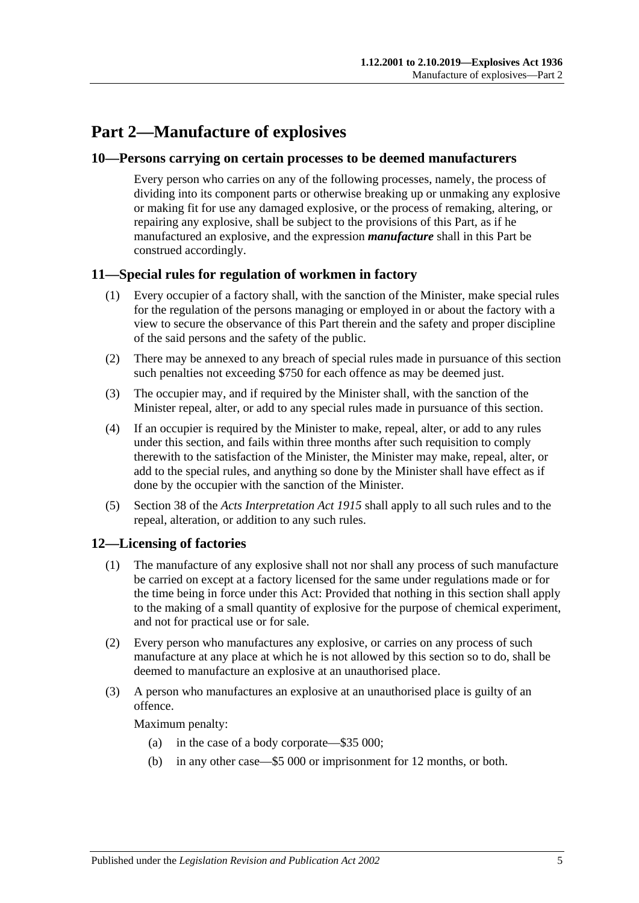# Part 2—Manufacture of explosives

## 10—Persons carrying on certain processes to be deemed manufacturers

Every person who carries on any of the following processes, namely, the process of dividing into its component parts or otherwise breaking up or unmaking any explosive or making fit for use any damaged explosive, or the process of remaking, altering, or repairing any explosive, shall be subject to the provisions of this Part, as if he manufactured an explosive, and the expression ***manufacture*** shall in this Part be construed accordingly.

## 11—Special rules for regulation of workmen in factory

(1) Every occupier of a factory shall, with the sanction of the Minister, make special rules for the regulation of the persons managing or employed in or about the factory with a view to secure the observance of this Part therein and the safety and proper discipline of the said persons and the safety of the public.

(2) There may be annexed to any breach of special rules made in pursuance of this section such penalties not exceeding $750 for each offence as may be deemed just.

(3) The occupier may, and if required by the Minister shall, with the sanction of the Minister repeal, alter, or add to any special rules made in pursuance of this section.

(4) If an occupier is required by the Minister to make, repeal, alter, or add to any rules under this section, and fails within three months after such requisition to comply therewith to the satisfaction of the Minister, the Minister may make, repeal, alter, or add to the special rules, and anything so done by the Minister shall have effect as if done by the occupier with the sanction of the Minister.

(5) Section 38 of the *Acts Interpretation Act 1915* shall apply to all such rules and to the repeal, alteration, or addition to any such rules.

## 12—Licensing of factories

(1) The manufacture of any explosive shall not nor shall any process of such manufacture be carried on except at a factory licensed for the same under regulations made or for the time being in force under this Act: Provided that nothing in this section shall apply to the making of a small quantity of explosive for the purpose of chemical experiment, and not for practical use or for sale.

(2) Every person who manufactures any explosive, or carries on any process of such manufacture at any place at which he is not allowed by this section so to do, shall be deemed to manufacture an explosive at an unauthorised place.

(3) A person who manufactures an explosive at an unauthorised place is guilty of an offence.

Maximum penalty:

(a) in the case of a body corporate—$35 000;

(b) in any other case—$5 000 or imprisonment for 12 months, or both.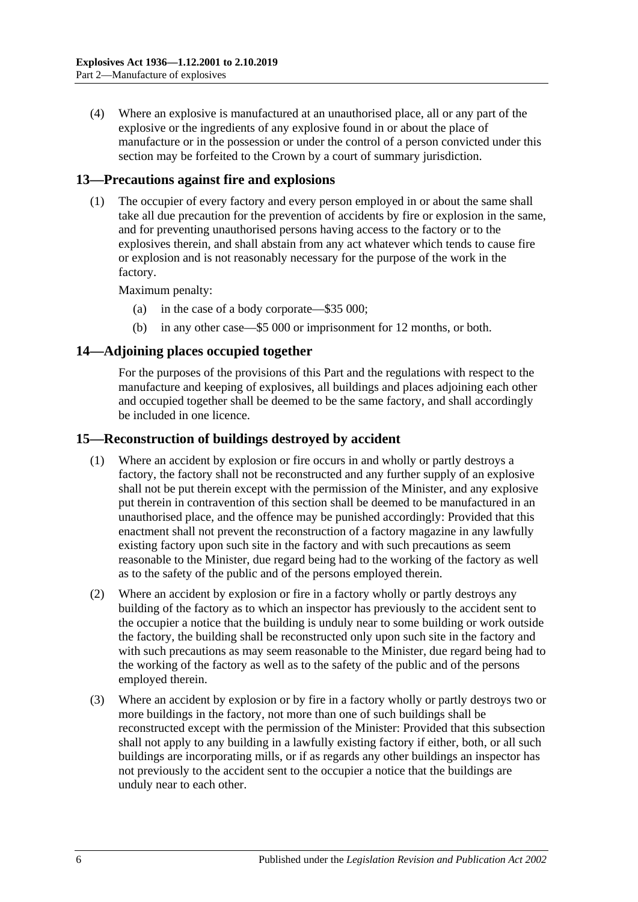(4) Where an explosive is manufactured at an unauthorised place, all or any part of the explosive or the ingredients of any explosive found in or about the place of manufacture or in the possession or under the control of a person convicted under this section may be forfeited to the Crown by a court of summary jurisdiction.

## 13—Precautions against fire and explosions

(1) The occupier of every factory and every person employed in or about the same shall take all due precaution for the prevention of accidents by fire or explosion in the same, and for preventing unauthorised persons having access to the factory or to the explosives therein, and shall abstain from any act whatever which tends to cause fire or explosion and is not reasonably necessary for the purpose of the work in the factory.

Maximum penalty:

(a) in the case of a body corporate—$35 000;

(b) in any other case—$5 000 or imprisonment for 12 months, or both.

## 14—Adjoining places occupied together

For the purposes of the provisions of this Part and the regulations with respect to the manufacture and keeping of explosives, all buildings and places adjoining each other and occupied together shall be deemed to be the same factory, and shall accordingly be included in one licence.

## 15—Reconstruction of buildings destroyed by accident

(1) Where an accident by explosion or fire occurs in and wholly or partly destroys a factory, the factory shall not be reconstructed and any further supply of an explosive shall not be put therein except with the permission of the Minister, and any explosive put therein in contravention of this section shall be deemed to be manufactured in an unauthorised place, and the offence may be punished accordingly: Provided that this enactment shall not prevent the reconstruction of a factory magazine in any lawfully existing factory upon such site in the factory and with such precautions as seem reasonable to the Minister, due regard being had to the working of the factory as well as to the safety of the public and of the persons employed therein.

(2) Where an accident by explosion or fire in a factory wholly or partly destroys any building of the factory as to which an inspector has previously to the accident sent to the occupier a notice that the building is unduly near to some building or work outside the factory, the building shall be reconstructed only upon such site in the factory and with such precautions as may seem reasonable to the Minister, due regard being had to the working of the factory as well as to the safety of the public and of the persons employed therein.

(3) Where an accident by explosion or by fire in a factory wholly or partly destroys two or more buildings in the factory, not more than one of such buildings shall be reconstructed except with the permission of the Minister: Provided that this subsection shall not apply to any building in a lawfully existing factory if either, both, or all such buildings are incorporating mills, or if as regards any other buildings an inspector has not previously to the accident sent to the occupier a notice that the buildings are unduly near to each other.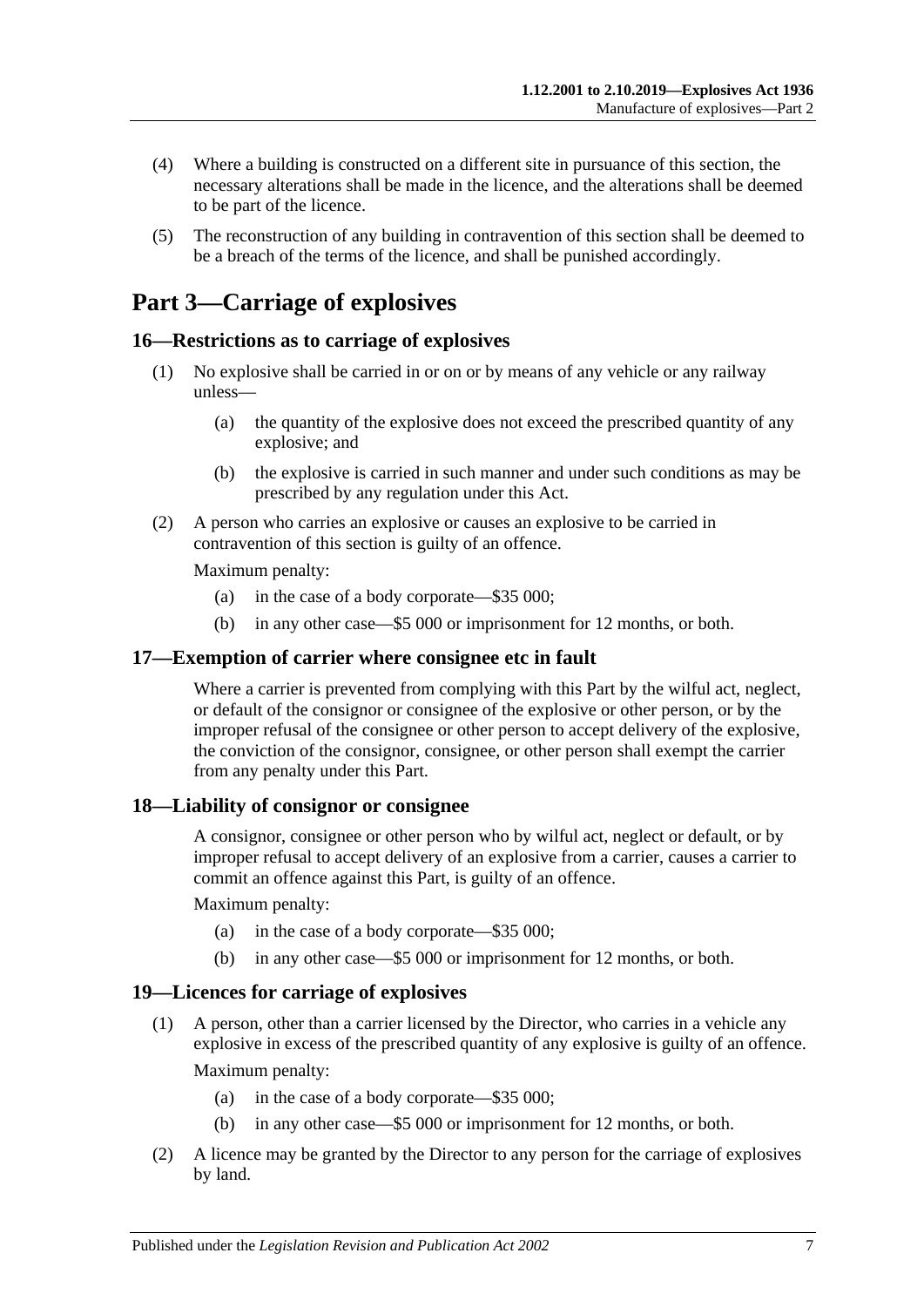(4) Where a building is constructed on a different site in pursuance of this section, the necessary alterations shall be made in the licence, and the alterations shall be deemed to be part of the licence.

(5) The reconstruction of any building in contravention of this section shall be deemed to be a breach of the terms of the licence, and shall be punished accordingly.

# Part 3—Carriage of explosives

## 16—Restrictions as to carriage of explosives

(1) No explosive shall be carried in or on or by means of any vehicle or any railway unless—

(a) the quantity of the explosive does not exceed the prescribed quantity of any explosive; and

(b) the explosive is carried in such manner and under such conditions as may be prescribed by any regulation under this Act.

(2) A person who carries an explosive or causes an explosive to be carried in contravention of this section is guilty of an offence.

Maximum penalty:

(a) in the case of a body corporate—$35 000;

(b) in any other case—$5 000 or imprisonment for 12 months, or both.

## 17—Exemption of carrier where consignee etc in fault

Where a carrier is prevented from complying with this Part by the wilful act, neglect, or default of the consignor or consignee of the explosive or other person, or by the improper refusal of the consignee or other person to accept delivery of the explosive, the conviction of the consignor, consignee, or other person shall exempt the carrier from any penalty under this Part.

## 18—Liability of consignor or consignee

A consignor, consignee or other person who by wilful act, neglect or default, or by improper refusal to accept delivery of an explosive from a carrier, causes a carrier to commit an offence against this Part, is guilty of an offence.

Maximum penalty:

(a) in the case of a body corporate—$35 000;

(b) in any other case—$5 000 or imprisonment for 12 months, or both.

## 19—Licences for carriage of explosives

(1) A person, other than a carrier licensed by the Director, who carries in a vehicle any explosive in excess of the prescribed quantity of any explosive is guilty of an offence.

Maximum penalty:

(a) in the case of a body corporate—$35 000;

(b) in any other case—$5 000 or imprisonment for 12 months, or both.

(2) A licence may be granted by the Director to any person for the carriage of explosives by land.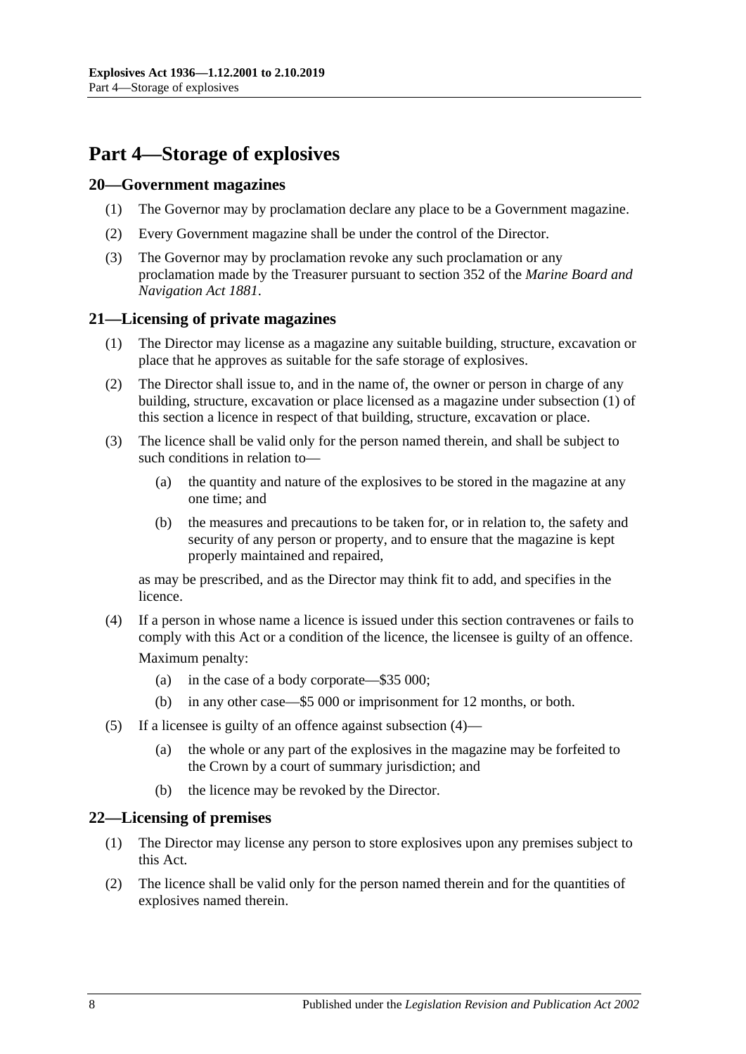# Part 4—Storage of explosives

## 20—Government magazines

(1) The Governor may by proclamation declare any place to be a Government magazine.

(2) Every Government magazine shall be under the control of the Director.

(3) The Governor may by proclamation revoke any such proclamation or any proclamation made by the Treasurer pursuant to section 352 of the *Marine Board and Navigation Act 1881*.

## 21—Licensing of private magazines

(1) The Director may license as a magazine any suitable building, structure, excavation or place that he approves as suitable for the safe storage of explosives.

(2) The Director shall issue to, and in the name of, the owner or person in charge of any building, structure, excavation or place licensed as a magazine under subsection (1) of this section a licence in respect of that building, structure, excavation or place.

(3) The licence shall be valid only for the person named therein, and shall be subject to such conditions in relation to—

- (a) the quantity and nature of the explosives to be stored in the magazine at any one time; and
- (b) the measures and precautions to be taken for, or in relation to, the safety and security of any person or property, and to ensure that the magazine is kept properly maintained and repaired,

as may be prescribed, and as the Director may think fit to add, and specifies in the licence.

(4) If a person in whose name a licence is issued under this section contravenes or fails to comply with this Act or a condition of the licence, the licensee is guilty of an offence.

Maximum penalty:

- (a) in the case of a body corporate—$35 000;
- (b) in any other case—$5 000 or imprisonment for 12 months, or both.

(5) If a licensee is guilty of an offence against subsection (4)—

- (a) the whole or any part of the explosives in the magazine may be forfeited to the Crown by a court of summary jurisdiction; and
- (b) the licence may be revoked by the Director.

## 22—Licensing of premises

(1) The Director may license any person to store explosives upon any premises subject to this Act.

(2) The licence shall be valid only for the person named therein and for the quantities of explosives named therein.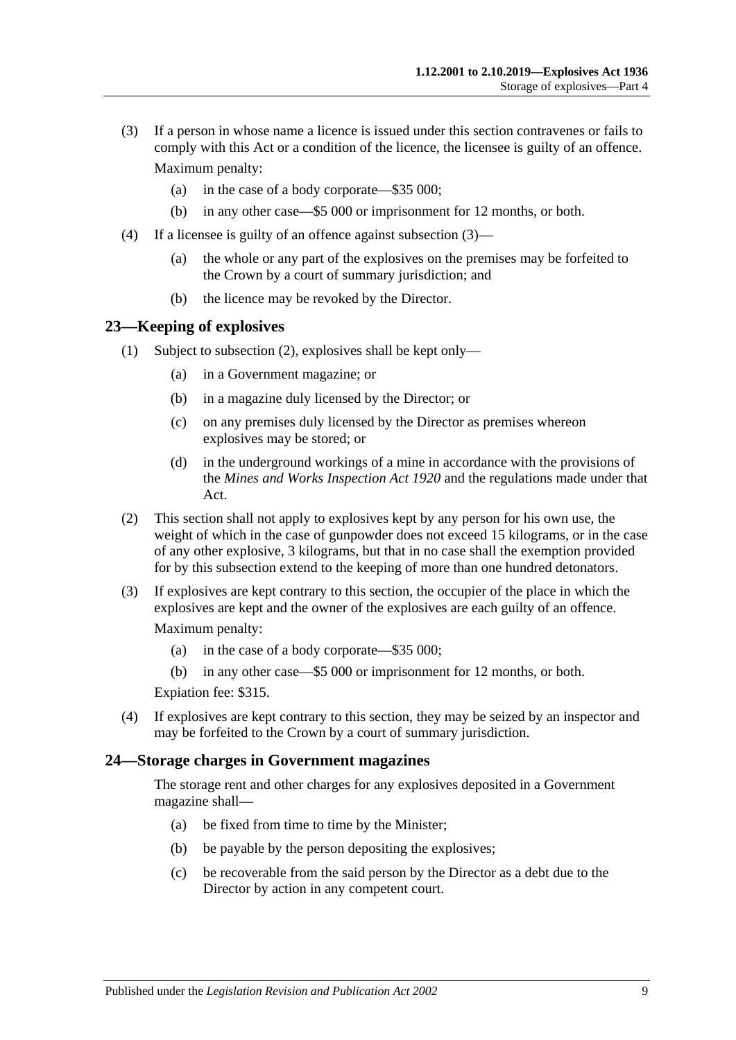(3) If a person in whose name a licence is issued under this section contravenes or fails to comply with this Act or a condition of the licence, the licensee is guilty of an offence.

Maximum penalty:

(a) in the case of a body corporate—$35 000;

(b) in any other case—$5 000 or imprisonment for 12 months, or both.

(4) If a licensee is guilty of an offence against subsection (3)—

(a) the whole or any part of the explosives on the premises may be forfeited to the Crown by a court of summary jurisdiction; and

(b) the licence may be revoked by the Director.

## 23—Keeping of explosives

(1) Subject to subsection (2), explosives shall be kept only—

(a) in a Government magazine; or

(b) in a magazine duly licensed by the Director; or

(c) on any premises duly licensed by the Director as premises whereon explosives may be stored; or

(d) in the underground workings of a mine in accordance with the provisions of the *Mines and Works Inspection Act 1920* and the regulations made under that Act.

(2) This section shall not apply to explosives kept by any person for his own use, the weight of which in the case of gunpowder does not exceed 15 kilograms, or in the case of any other explosive, 3 kilograms, but that in no case shall the exemption provided for by this subsection extend to the keeping of more than one hundred detonators.

(3) If explosives are kept contrary to this section, the occupier of the place in which the explosives are kept and the owner of the explosives are each guilty of an offence.

Maximum penalty:

(a) in the case of a body corporate—$35 000;

(b) in any other case—$5 000 or imprisonment for 12 months, or both.

Expiation fee: $315.

(4) If explosives are kept contrary to this section, they may be seized by an inspector and may be forfeited to the Crown by a court of summary jurisdiction.

## 24—Storage charges in Government magazines

The storage rent and other charges for any explosives deposited in a Government magazine shall—

(a) be fixed from time to time by the Minister;

(b) be payable by the person depositing the explosives;

(c) be recoverable from the said person by the Director as a debt due to the Director by action in any competent court.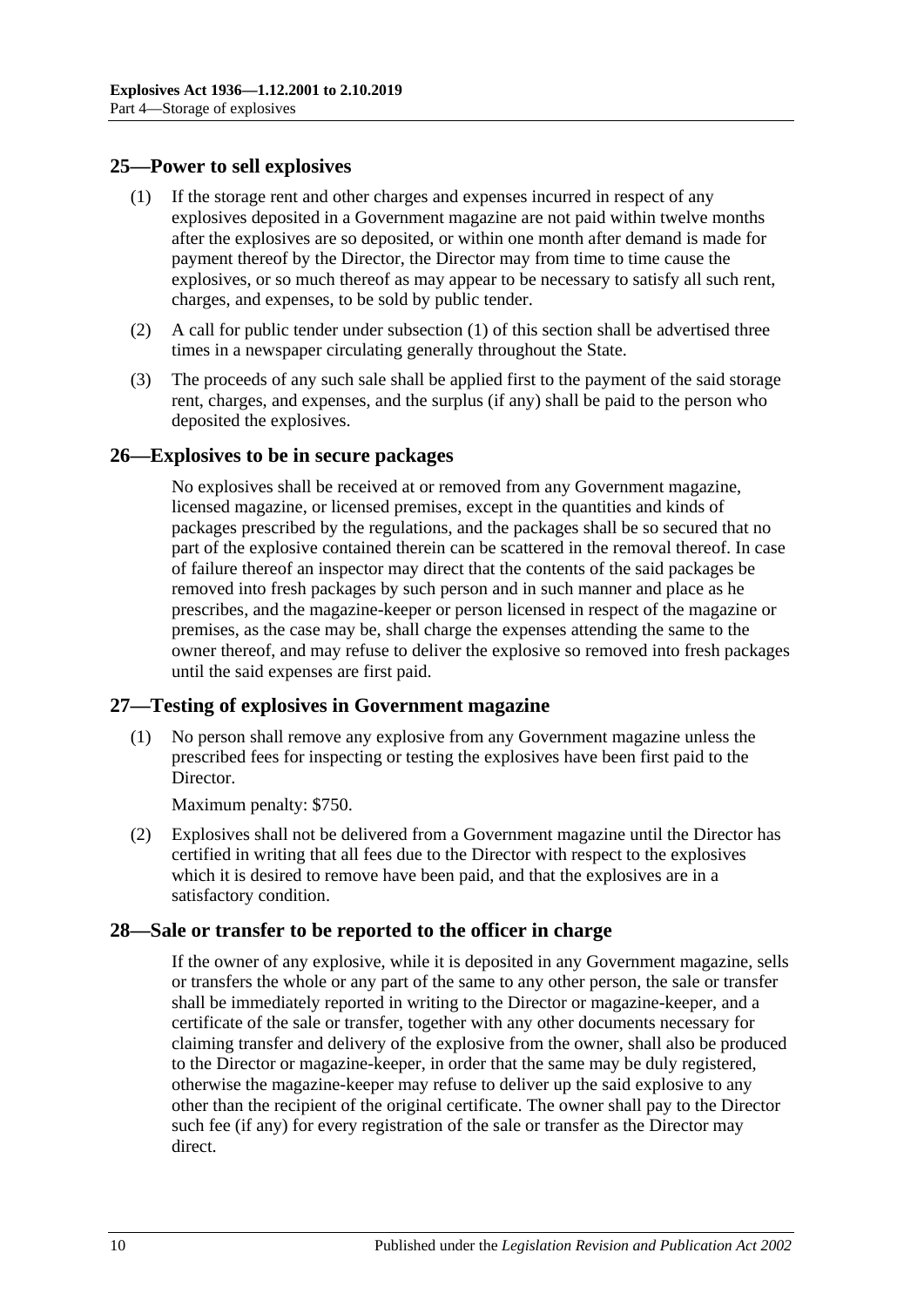## 25—Power to sell explosives

(1) If the storage rent and other charges and expenses incurred in respect of any explosives deposited in a Government magazine are not paid within twelve months after the explosives are so deposited, or within one month after demand is made for payment thereof by the Director, the Director may from time to time cause the explosives, or so much thereof as may appear to be necessary to satisfy all such rent, charges, and expenses, to be sold by public tender.

(2) A call for public tender under subsection (1) of this section shall be advertised three times in a newspaper circulating generally throughout the State.

(3) The proceeds of any such sale shall be applied first to the payment of the said storage rent, charges, and expenses, and the surplus (if any) shall be paid to the person who deposited the explosives.

## 26—Explosives to be in secure packages

No explosives shall be received at or removed from any Government magazine, licensed magazine, or licensed premises, except in the quantities and kinds of packages prescribed by the regulations, and the packages shall be so secured that no part of the explosive contained therein can be scattered in the removal thereof. In case of failure thereof an inspector may direct that the contents of the said packages be removed into fresh packages by such person and in such manner and place as he prescribes, and the magazine-keeper or person licensed in respect of the magazine or premises, as the case may be, shall charge the expenses attending the same to the owner thereof, and may refuse to deliver the explosive so removed into fresh packages until the said expenses are first paid.

## 27—Testing of explosives in Government magazine

(1) No person shall remove any explosive from any Government magazine unless the prescribed fees for inspecting or testing the explosives have been first paid to the Director.

Maximum penalty: $750.

(2) Explosives shall not be delivered from a Government magazine until the Director has certified in writing that all fees due to the Director with respect to the explosives which it is desired to remove have been paid, and that the explosives are in a satisfactory condition.

## 28—Sale or transfer to be reported to the officer in charge

If the owner of any explosive, while it is deposited in any Government magazine, sells or transfers the whole or any part of the same to any other person, the sale or transfer shall be immediately reported in writing to the Director or magazine-keeper, and a certificate of the sale or transfer, together with any other documents necessary for claiming transfer and delivery of the explosive from the owner, shall also be produced to the Director or magazine-keeper, in order that the same may be duly registered, otherwise the magazine-keeper may refuse to deliver up the said explosive to any other than the recipient of the original certificate. The owner shall pay to the Director such fee (if any) for every registration of the sale or transfer as the Director may direct.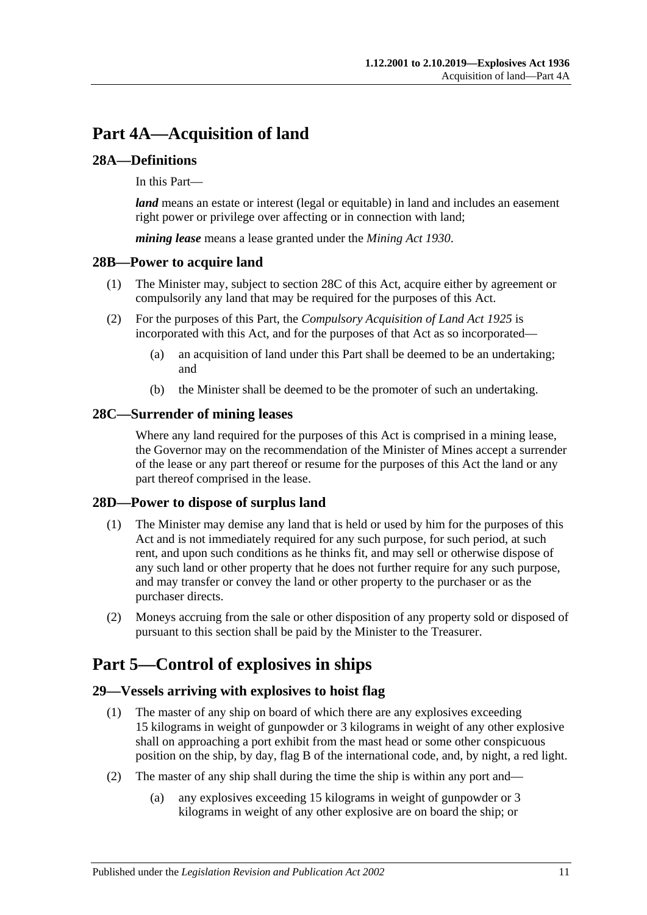# Part 4A—Acquisition of land

## 28A—Definitions

In this Part—

***land*** means an estate or interest (legal or equitable) in land and includes an easement right power or privilege over affecting or in connection with land;

***mining lease*** means a lease granted under the *Mining Act 1930*.

## 28B—Power to acquire land

(1) The Minister may, subject to section 28C of this Act, acquire either by agreement or compulsorily any land that may be required for the purposes of this Act.

(2) For the purposes of this Part, the *Compulsory Acquisition of Land Act 1925* is incorporated with this Act, and for the purposes of that Act as so incorporated—

(a) an acquisition of land under this Part shall be deemed to be an undertaking; and

(b) the Minister shall be deemed to be the promoter of such an undertaking.

## 28C—Surrender of mining leases

Where any land required for the purposes of this Act is comprised in a mining lease, the Governor may on the recommendation of the Minister of Mines accept a surrender of the lease or any part thereof or resume for the purposes of this Act the land or any part thereof comprised in the lease.

## 28D—Power to dispose of surplus land

(1) The Minister may demise any land that is held or used by him for the purposes of this Act and is not immediately required for any such purpose, for such period, at such rent, and upon such conditions as he thinks fit, and may sell or otherwise dispose of any such land or other property that he does not further require for any such purpose, and may transfer or convey the land or other property to the purchaser or as the purchaser directs.

(2) Moneys accruing from the sale or other disposition of any property sold or disposed of pursuant to this section shall be paid by the Minister to the Treasurer.

# Part 5—Control of explosives in ships

## 29—Vessels arriving with explosives to hoist flag

(1) The master of any ship on board of which there are any explosives exceeding 15 kilograms in weight of gunpowder or 3 kilograms in weight of any other explosive shall on approaching a port exhibit from the mast head or some other conspicuous position on the ship, by day, flag B of the international code, and, by night, a red light.

(2) The master of any ship shall during the time the ship is within any port and—

(a) any explosives exceeding 15 kilograms in weight of gunpowder or 3 kilograms in weight of any other explosive are on board the ship; or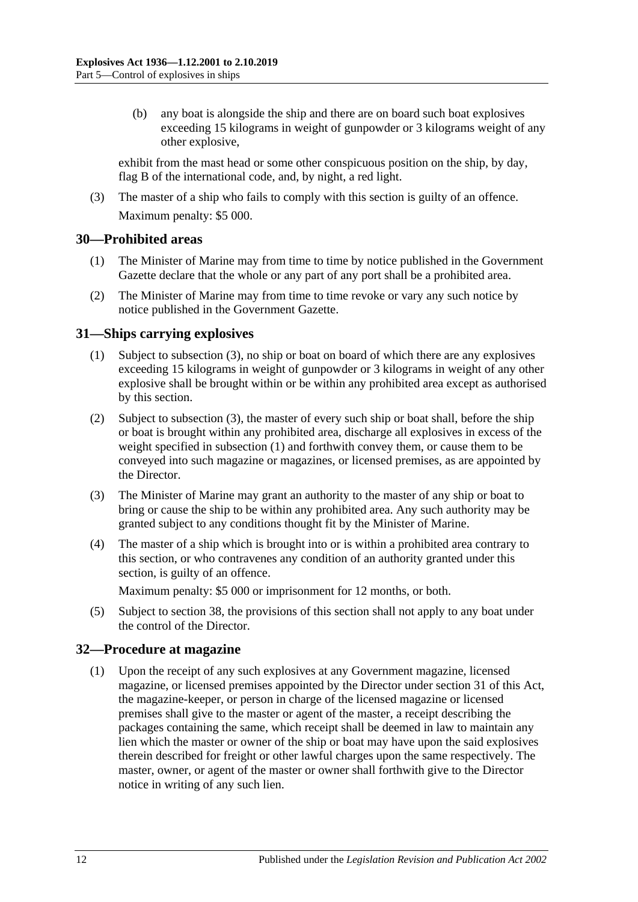(b) any boat is alongside the ship and there are on board such boat explosives exceeding 15 kilograms in weight of gunpowder or 3 kilograms weight of any other explosive,

exhibit from the mast head or some other conspicuous position on the ship, by day, flag B of the international code, and, by night, a red light.

(3) The master of a ship who fails to comply with this section is guilty of an offence.

Maximum penalty: $5 000.

## 30—Prohibited areas

(1) The Minister of Marine may from time to time by notice published in the Government Gazette declare that the whole or any part of any port shall be a prohibited area.

(2) The Minister of Marine may from time to time revoke or vary any such notice by notice published in the Government Gazette.

## 31—Ships carrying explosives

(1) Subject to subsection (3), no ship or boat on board of which there are any explosives exceeding 15 kilograms in weight of gunpowder or 3 kilograms in weight of any other explosive shall be brought within or be within any prohibited area except as authorised by this section.

(2) Subject to subsection (3), the master of every such ship or boat shall, before the ship or boat is brought within any prohibited area, discharge all explosives in excess of the weight specified in subsection (1) and forthwith convey them, or cause them to be conveyed into such magazine or magazines, or licensed premises, as are appointed by the Director.

(3) The Minister of Marine may grant an authority to the master of any ship or boat to bring or cause the ship to be within any prohibited area. Any such authority may be granted subject to any conditions thought fit by the Minister of Marine.

(4) The master of a ship which is brought into or is within a prohibited area contrary to this section, or who contravenes any condition of an authority granted under this section, is guilty of an offence.

Maximum penalty: $5 000 or imprisonment for 12 months, or both.

(5) Subject to section 38, the provisions of this section shall not apply to any boat under the control of the Director.

## 32—Procedure at magazine

(1) Upon the receipt of any such explosives at any Government magazine, licensed magazine, or licensed premises appointed by the Director under section 31 of this Act, the magazine-keeper, or person in charge of the licensed magazine or licensed premises shall give to the master or agent of the master, a receipt describing the packages containing the same, which receipt shall be deemed in law to maintain any lien which the master or owner of the ship or boat may have upon the said explosives therein described for freight or other lawful charges upon the same respectively. The master, owner, or agent of the master or owner shall forthwith give to the Director notice in writing of any such lien.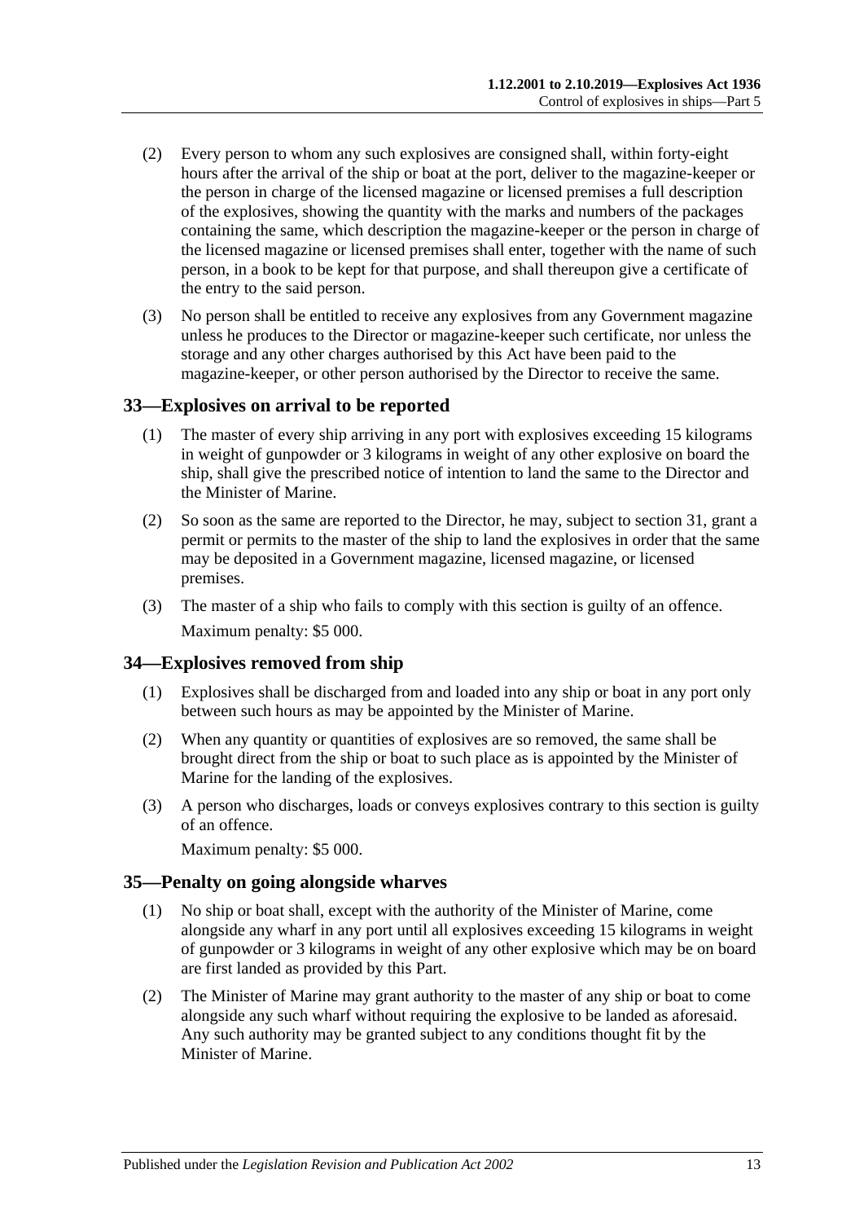(2) Every person to whom any such explosives are consigned shall, within forty-eight hours after the arrival of the ship or boat at the port, deliver to the magazine-keeper or the person in charge of the licensed magazine or licensed premises a full description of the explosives, showing the quantity with the marks and numbers of the packages containing the same, which description the magazine-keeper or the person in charge of the licensed magazine or licensed premises shall enter, together with the name of such person, in a book to be kept for that purpose, and shall thereupon give a certificate of the entry to the said person.

(3) No person shall be entitled to receive any explosives from any Government magazine unless he produces to the Director or magazine-keeper such certificate, nor unless the storage and any other charges authorised by this Act have been paid to the magazine-keeper, or other person authorised by the Director to receive the same.

## 33—Explosives on arrival to be reported

(1) The master of every ship arriving in any port with explosives exceeding 15 kilograms in weight of gunpowder or 3 kilograms in weight of any other explosive on board the ship, shall give the prescribed notice of intention to land the same to the Director and the Minister of Marine.

(2) So soon as the same are reported to the Director, he may, subject to section 31, grant a permit or permits to the master of the ship to land the explosives in order that the same may be deposited in a Government magazine, licensed magazine, or licensed premises.

(3) The master of a ship who fails to comply with this section is guilty of an offence.

Maximum penalty: $5 000.

## 34—Explosives removed from ship

(1) Explosives shall be discharged from and loaded into any ship or boat in any port only between such hours as may be appointed by the Minister of Marine.

(2) When any quantity or quantities of explosives are so removed, the same shall be brought direct from the ship or boat to such place as is appointed by the Minister of Marine for the landing of the explosives.

(3) A person who discharges, loads or conveys explosives contrary to this section is guilty of an offence.

Maximum penalty: $5 000.

## 35—Penalty on going alongside wharves

(1) No ship or boat shall, except with the authority of the Minister of Marine, come alongside any wharf in any port until all explosives exceeding 15 kilograms in weight of gunpowder or 3 kilograms in weight of any other explosive which may be on board are first landed as provided by this Part.

(2) The Minister of Marine may grant authority to the master of any ship or boat to come alongside any such wharf without requiring the explosive to be landed as aforesaid. Any such authority may be granted subject to any conditions thought fit by the Minister of Marine.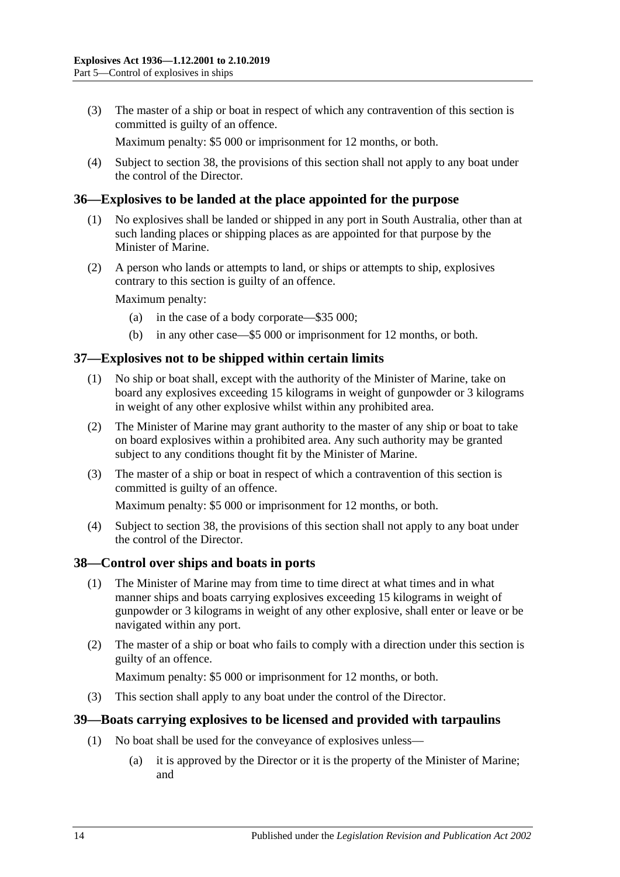(3) The master of a ship or boat in respect of which any contravention of this section is committed is guilty of an offence.

Maximum penalty: $5 000 or imprisonment for 12 months, or both.

(4) Subject to section 38, the provisions of this section shall not apply to any boat under the control of the Director.

## 36—Explosives to be landed at the place appointed for the purpose

(1) No explosives shall be landed or shipped in any port in South Australia, other than at such landing places or shipping places as are appointed for that purpose by the Minister of Marine.

(2) A person who lands or attempts to land, or ships or attempts to ship, explosives contrary to this section is guilty of an offence.

Maximum penalty:

(a) in the case of a body corporate—$35 000;

(b) in any other case—$5 000 or imprisonment for 12 months, or both.

## 37—Explosives not to be shipped within certain limits

(1) No ship or boat shall, except with the authority of the Minister of Marine, take on board any explosives exceeding 15 kilograms in weight of gunpowder or 3 kilograms in weight of any other explosive whilst within any prohibited area.

(2) The Minister of Marine may grant authority to the master of any ship or boat to take on board explosives within a prohibited area. Any such authority may be granted subject to any conditions thought fit by the Minister of Marine.

(3) The master of a ship or boat in respect of which a contravention of this section is committed is guilty of an offence.

Maximum penalty: $5 000 or imprisonment for 12 months, or both.

(4) Subject to section 38, the provisions of this section shall not apply to any boat under the control of the Director.

## 38—Control over ships and boats in ports

(1) The Minister of Marine may from time to time direct at what times and in what manner ships and boats carrying explosives exceeding 15 kilograms in weight of gunpowder or 3 kilograms in weight of any other explosive, shall enter or leave or be navigated within any port.

(2) The master of a ship or boat who fails to comply with a direction under this section is guilty of an offence.

Maximum penalty: $5 000 or imprisonment for 12 months, or both.

(3) This section shall apply to any boat under the control of the Director.

## 39—Boats carrying explosives to be licensed and provided with tarpaulins

(1) No boat shall be used for the conveyance of explosives unless—

(a) it is approved by the Director or it is the property of the Minister of Marine; and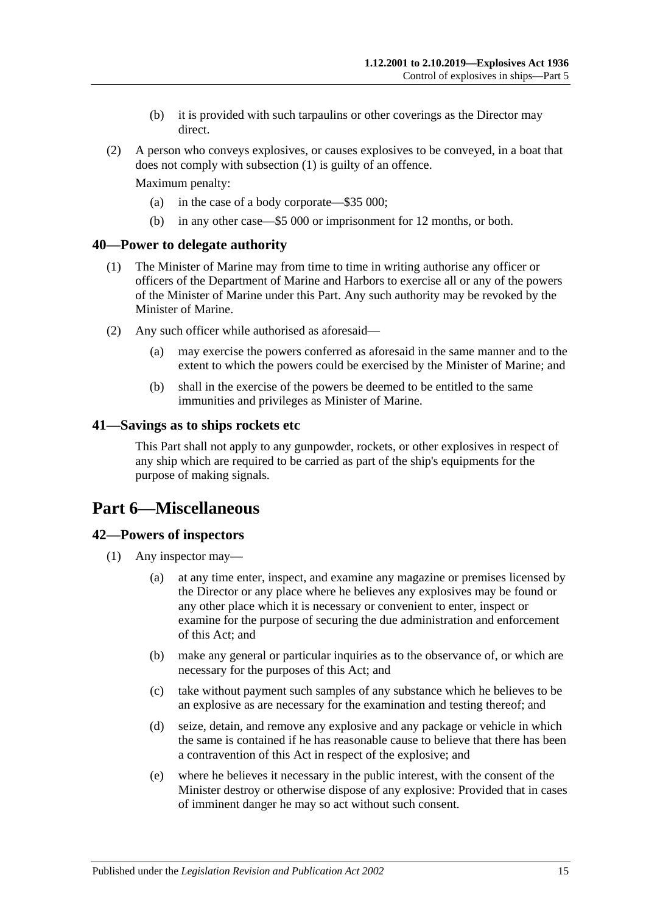(b) it is provided with such tarpaulins or other coverings as the Director may direct.

(2) A person who conveys explosives, or causes explosives to be conveyed, in a boat that does not comply with subsection (1) is guilty of an offence.

Maximum penalty:

(a) in the case of a body corporate—$35 000;

(b) in any other case—$5 000 or imprisonment for 12 months, or both.

## 40—Power to delegate authority

(1) The Minister of Marine may from time to time in writing authorise any officer or officers of the Department of Marine and Harbors to exercise all or any of the powers of the Minister of Marine under this Part. Any such authority may be revoked by the Minister of Marine.

(2) Any such officer while authorised as aforesaid—

(a) may exercise the powers conferred as aforesaid in the same manner and to the extent to which the powers could be exercised by the Minister of Marine; and

(b) shall in the exercise of the powers be deemed to be entitled to the same immunities and privileges as Minister of Marine.

## 41—Savings as to ships rockets etc

This Part shall not apply to any gunpowder, rockets, or other explosives in respect of any ship which are required to be carried as part of the ship's equipments for the purpose of making signals.

# Part 6—Miscellaneous

## 42—Powers of inspectors

(1) Any inspector may—

(a) at any time enter, inspect, and examine any magazine or premises licensed by the Director or any place where he believes any explosives may be found or any other place which it is necessary or convenient to enter, inspect or examine for the purpose of securing the due administration and enforcement of this Act; and

(b) make any general or particular inquiries as to the observance of, or which are necessary for the purposes of this Act; and

(c) take without payment such samples of any substance which he believes to be an explosive as are necessary for the examination and testing thereof; and

(d) seize, detain, and remove any explosive and any package or vehicle in which the same is contained if he has reasonable cause to believe that there has been a contravention of this Act in respect of the explosive; and

(e) where he believes it necessary in the public interest, with the consent of the Minister destroy or otherwise dispose of any explosive: Provided that in cases of imminent danger he may so act without such consent.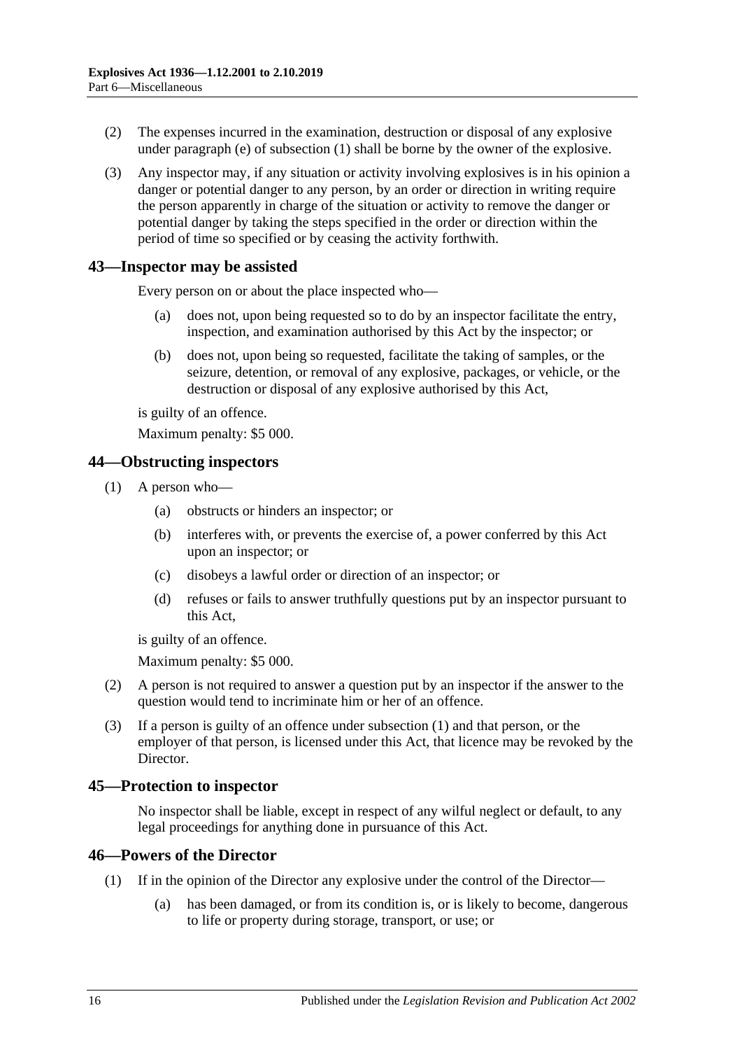(2) The expenses incurred in the examination, destruction or disposal of any explosive under paragraph (e) of subsection (1) shall be borne by the owner of the explosive.

(3) Any inspector may, if any situation or activity involving explosives is in his opinion a danger or potential danger to any person, by an order or direction in writing require the person apparently in charge of the situation or activity to remove the danger or potential danger by taking the steps specified in the order or direction within the period of time so specified or by ceasing the activity forthwith.

## 43—Inspector may be assisted

Every person on or about the place inspected who—

- (a) does not, upon being requested so to do by an inspector facilitate the entry, inspection, and examination authorised by this Act by the inspector; or
- (b) does not, upon being so requested, facilitate the taking of samples, or the seizure, detention, or removal of any explosive, packages, or vehicle, or the destruction or disposal of any explosive authorised by this Act,

is guilty of an offence.

Maximum penalty: $5 000.

## 44—Obstructing inspectors

(1) A person who—

- (a) obstructs or hinders an inspector; or
- (b) interferes with, or prevents the exercise of, a power conferred by this Act upon an inspector; or
- (c) disobeys a lawful order or direction of an inspector; or
- (d) refuses or fails to answer truthfully questions put by an inspector pursuant to this Act,

is guilty of an offence.

Maximum penalty: $5 000.

(2) A person is not required to answer a question put by an inspector if the answer to the question would tend to incriminate him or her of an offence.

(3) If a person is guilty of an offence under subsection (1) and that person, or the employer of that person, is licensed under this Act, that licence may be revoked by the Director.

## 45—Protection to inspector

No inspector shall be liable, except in respect of any wilful neglect or default, to any legal proceedings for anything done in pursuance of this Act.

## 46—Powers of the Director

(1) If in the opinion of the Director any explosive under the control of the Director—

- (a) has been damaged, or from its condition is, or is likely to become, dangerous to life or property during storage, transport, or use; or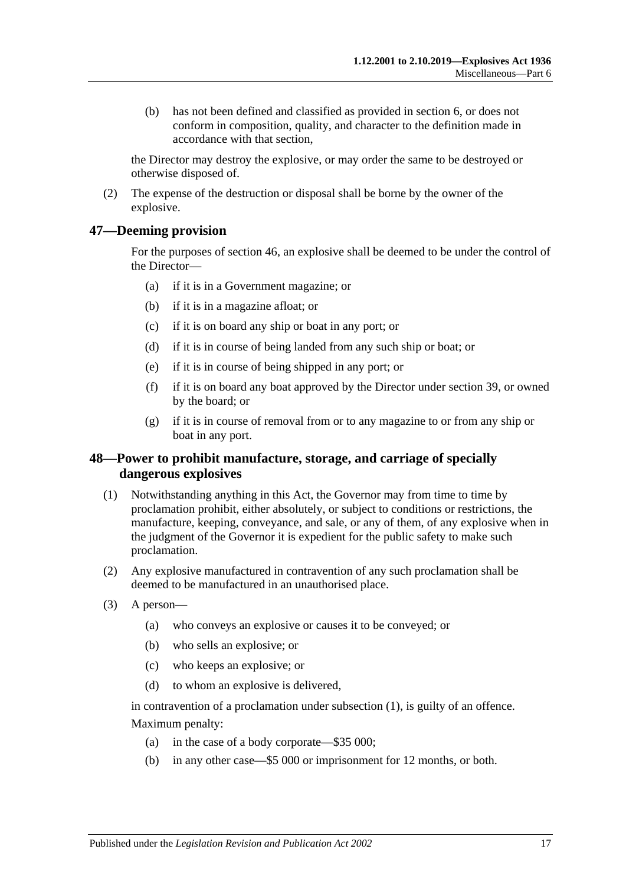(b) has not been defined and classified as provided in section 6, or does not conform in composition, quality, and character to the definition made in accordance with that section,

the Director may destroy the explosive, or may order the same to be destroyed or otherwise disposed of.

(2) The expense of the destruction or disposal shall be borne by the owner of the explosive.

## 47—Deeming provision

For the purposes of section 46, an explosive shall be deemed to be under the control of the Director—

(a) if it is in a Government magazine; or

(b) if it is in a magazine afloat; or

(c) if it is on board any ship or boat in any port; or

(d) if it is in course of being landed from any such ship or boat; or

(e) if it is in course of being shipped in any port; or

(f) if it is on board any boat approved by the Director under section 39, or owned by the board; or

(g) if it is in course of removal from or to any magazine to or from any ship or boat in any port.

## 48—Power to prohibit manufacture, storage, and carriage of specially dangerous explosives

(1) Notwithstanding anything in this Act, the Governor may from time to time by proclamation prohibit, either absolutely, or subject to conditions or restrictions, the manufacture, keeping, conveyance, and sale, or any of them, of any explosive when in the judgment of the Governor it is expedient for the public safety to make such proclamation.

(2) Any explosive manufactured in contravention of any such proclamation shall be deemed to be manufactured in an unauthorised place.

(3) A person—

(a) who conveys an explosive or causes it to be conveyed; or

(b) who sells an explosive; or

(c) who keeps an explosive; or

(d) to whom an explosive is delivered,

in contravention of a proclamation under subsection (1), is guilty of an offence.

Maximum penalty:

(a) in the case of a body corporate—$35 000;

(b) in any other case—$5 000 or imprisonment for 12 months, or both.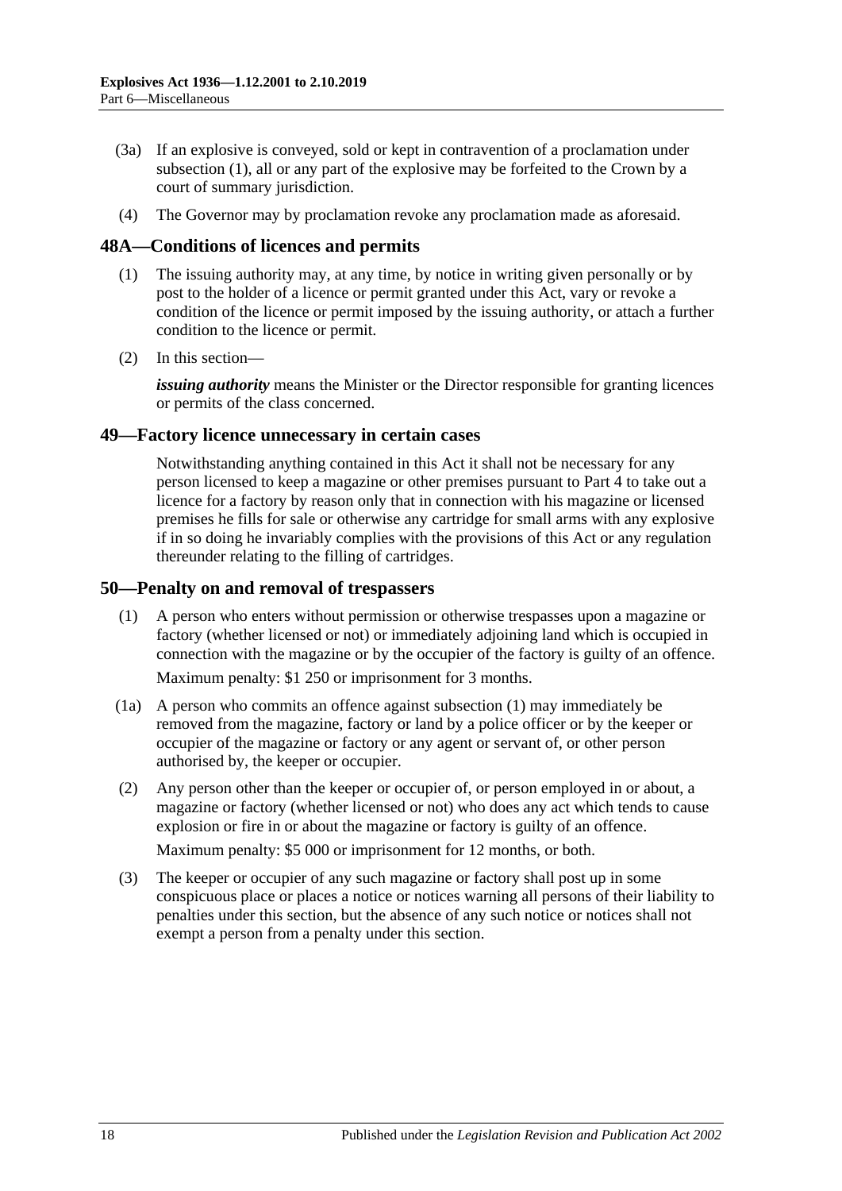(3a) If an explosive is conveyed, sold or kept in contravention of a proclamation under subsection (1), all or any part of the explosive may be forfeited to the Crown by a court of summary jurisdiction.

(4) The Governor may by proclamation revoke any proclamation made as aforesaid.

## 48A—Conditions of licences and permits

(1) The issuing authority may, at any time, by notice in writing given personally or by post to the holder of a licence or permit granted under this Act, vary or revoke a condition of the licence or permit imposed by the issuing authority, or attach a further condition to the licence or permit.

(2) In this section—

***issuing authority*** means the Minister or the Director responsible for granting licences or permits of the class concerned.

## 49—Factory licence unnecessary in certain cases

Notwithstanding anything contained in this Act it shall not be necessary for any person licensed to keep a magazine or other premises pursuant to Part 4 to take out a licence for a factory by reason only that in connection with his magazine or licensed premises he fills for sale or otherwise any cartridge for small arms with any explosive if in so doing he invariably complies with the provisions of this Act or any regulation thereunder relating to the filling of cartridges.

## 50—Penalty on and removal of trespassers

(1) A person who enters without permission or otherwise trespasses upon a magazine or factory (whether licensed or not) or immediately adjoining land which is occupied in connection with the magazine or by the occupier of the factory is guilty of an offence.

Maximum penalty: $1 250 or imprisonment for 3 months.

(1a) A person who commits an offence against subsection (1) may immediately be removed from the magazine, factory or land by a police officer or by the keeper or occupier of the magazine or factory or any agent or servant of, or other person authorised by, the keeper or occupier.

(2) Any person other than the keeper or occupier of, or person employed in or about, a magazine or factory (whether licensed or not) who does any act which tends to cause explosion or fire in or about the magazine or factory is guilty of an offence.

Maximum penalty: $5 000 or imprisonment for 12 months, or both.

(3) The keeper or occupier of any such magazine or factory shall post up in some conspicuous place or places a notice or notices warning all persons of their liability to penalties under this section, but the absence of any such notice or notices shall not exempt a person from a penalty under this section.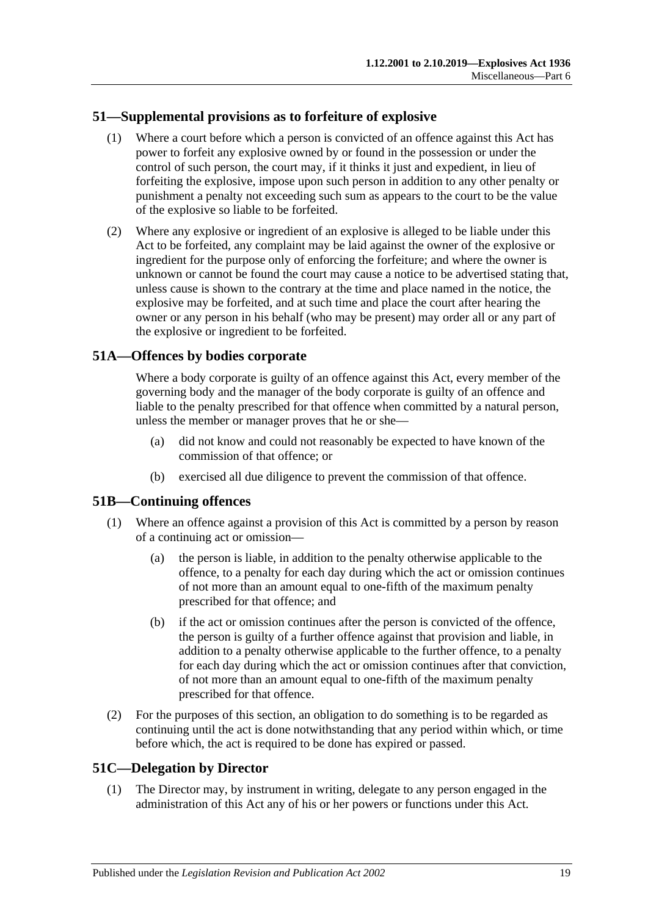## 51—Supplemental provisions as to forfeiture of explosive

(1) Where a court before which a person is convicted of an offence against this Act has power to forfeit any explosive owned by or found in the possession or under the control of such person, the court may, if it thinks it just and expedient, in lieu of forfeiting the explosive, impose upon such person in addition to any other penalty or punishment a penalty not exceeding such sum as appears to the court to be the value of the explosive so liable to be forfeited.

(2) Where any explosive or ingredient of an explosive is alleged to be liable under this Act to be forfeited, any complaint may be laid against the owner of the explosive or ingredient for the purpose only of enforcing the forfeiture; and where the owner is unknown or cannot be found the court may cause a notice to be advertised stating that, unless cause is shown to the contrary at the time and place named in the notice, the explosive may be forfeited, and at such time and place the court after hearing the owner or any person in his behalf (who may be present) may order all or any part of the explosive or ingredient to be forfeited.

## 51A—Offences by bodies corporate

Where a body corporate is guilty of an offence against this Act, every member of the governing body and the manager of the body corporate is guilty of an offence and liable to the penalty prescribed for that offence when committed by a natural person, unless the member or manager proves that he or she—

(a) did not know and could not reasonably be expected to have known of the commission of that offence; or

(b) exercised all due diligence to prevent the commission of that offence.

## 51B—Continuing offences

(1) Where an offence against a provision of this Act is committed by a person by reason of a continuing act or omission—

(a) the person is liable, in addition to the penalty otherwise applicable to the offence, to a penalty for each day during which the act or omission continues of not more than an amount equal to one-fifth of the maximum penalty prescribed for that offence; and

(b) if the act or omission continues after the person is convicted of the offence, the person is guilty of a further offence against that provision and liable, in addition to a penalty otherwise applicable to the further offence, to a penalty for each day during which the act or omission continues after that conviction, of not more than an amount equal to one-fifth of the maximum penalty prescribed for that offence.

(2) For the purposes of this section, an obligation to do something is to be regarded as continuing until the act is done notwithstanding that any period within which, or time before which, the act is required to be done has expired or passed.

## 51C—Delegation by Director

(1) The Director may, by instrument in writing, delegate to any person engaged in the administration of this Act any of his or her powers or functions under this Act.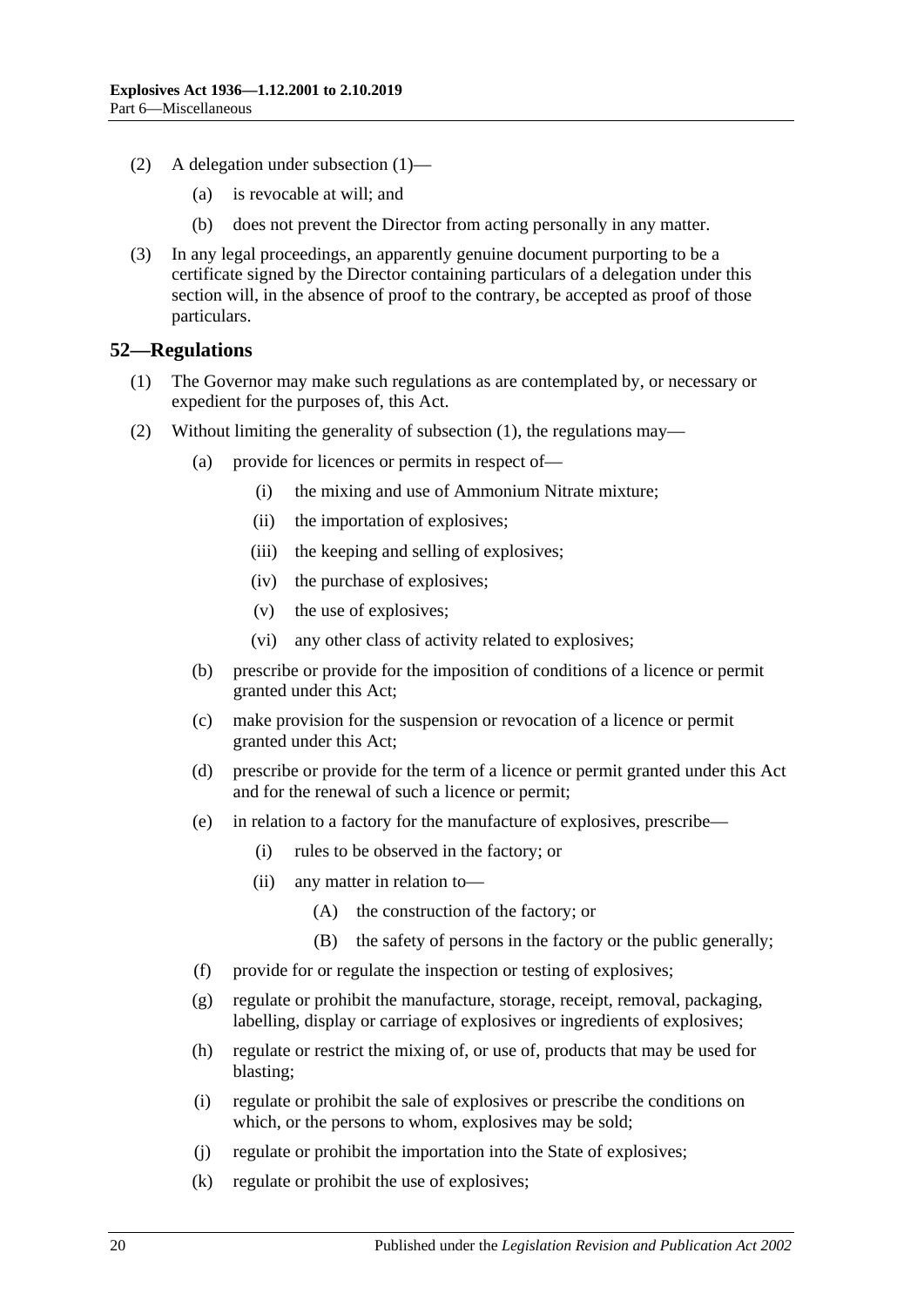(2) A delegation under subsection (1)—

(a) is revocable at will; and

(b) does not prevent the Director from acting personally in any matter.

(3) In any legal proceedings, an apparently genuine document purporting to be a certificate signed by the Director containing particulars of a delegation under this section will, in the absence of proof to the contrary, be accepted as proof of those particulars.

## 52—Regulations

(1) The Governor may make such regulations as are contemplated by, or necessary or expedient for the purposes of, this Act.

(2) Without limiting the generality of subsection (1), the regulations may—

(a) provide for licences or permits in respect of—

(i) the mixing and use of Ammonium Nitrate mixture;

(ii) the importation of explosives;

(iii) the keeping and selling of explosives;

(iv) the purchase of explosives;

(v) the use of explosives;

(vi) any other class of activity related to explosives;

(b) prescribe or provide for the imposition of conditions of a licence or permit granted under this Act;

(c) make provision for the suspension or revocation of a licence or permit granted under this Act;

(d) prescribe or provide for the term of a licence or permit granted under this Act and for the renewal of such a licence or permit;

(e) in relation to a factory for the manufacture of explosives, prescribe—

(i) rules to be observed in the factory; or

(ii) any matter in relation to—

(A) the construction of the factory; or

(B) the safety of persons in the factory or the public generally;

(f) provide for or regulate the inspection or testing of explosives;

(g) regulate or prohibit the manufacture, storage, receipt, removal, packaging, labelling, display or carriage of explosives or ingredients of explosives;

(h) regulate or restrict the mixing of, or use of, products that may be used for blasting;

(i) regulate or prohibit the sale of explosives or prescribe the conditions on which, or the persons to whom, explosives may be sold;

(j) regulate or prohibit the importation into the State of explosives;

(k) regulate or prohibit the use of explosives;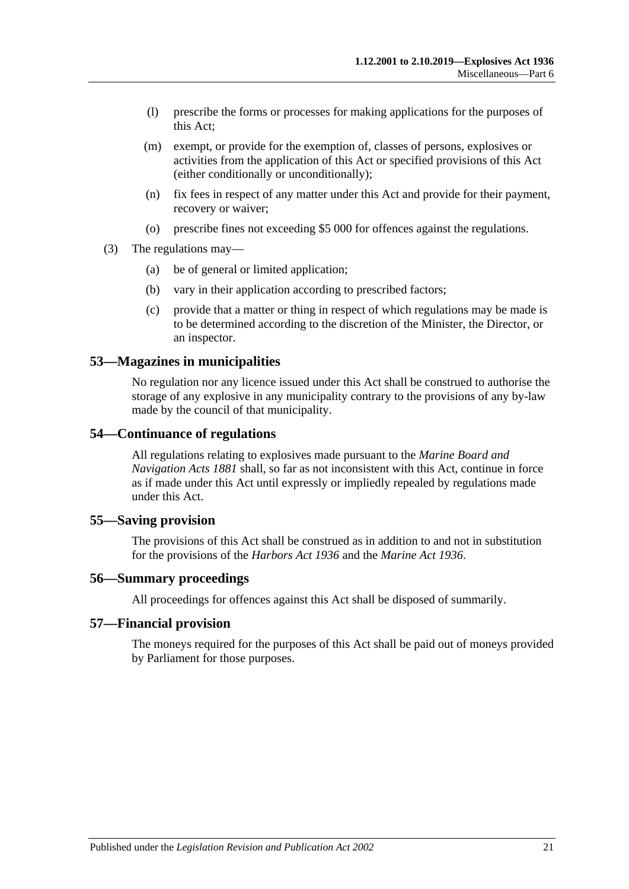(l) prescribe the forms or processes for making applications for the purposes of this Act;

(m) exempt, or provide for the exemption of, classes of persons, explosives or activities from the application of this Act or specified provisions of this Act (either conditionally or unconditionally);

(n) fix fees in respect of any matter under this Act and provide for their payment, recovery or waiver;

(o) prescribe fines not exceeding $5 000 for offences against the regulations.

(3) The regulations may—

(a) be of general or limited application;

(b) vary in their application according to prescribed factors;

(c) provide that a matter or thing in respect of which regulations may be made is to be determined according to the discretion of the Minister, the Director, or an inspector.

## 53—Magazines in municipalities

No regulation nor any licence issued under this Act shall be construed to authorise the storage of any explosive in any municipality contrary to the provisions of any by-law made by the council of that municipality.

## 54—Continuance of regulations

All regulations relating to explosives made pursuant to the *Marine Board and Navigation Acts 1881* shall, so far as not inconsistent with this Act, continue in force as if made under this Act until expressly or impliedly repealed by regulations made under this Act.

## 55—Saving provision

The provisions of this Act shall be construed as in addition to and not in substitution for the provisions of the *Harbors Act 1936* and the *Marine Act 1936*.

## 56—Summary proceedings

All proceedings for offences against this Act shall be disposed of summarily.

## 57—Financial provision

The moneys required for the purposes of this Act shall be paid out of moneys provided by Parliament for those purposes.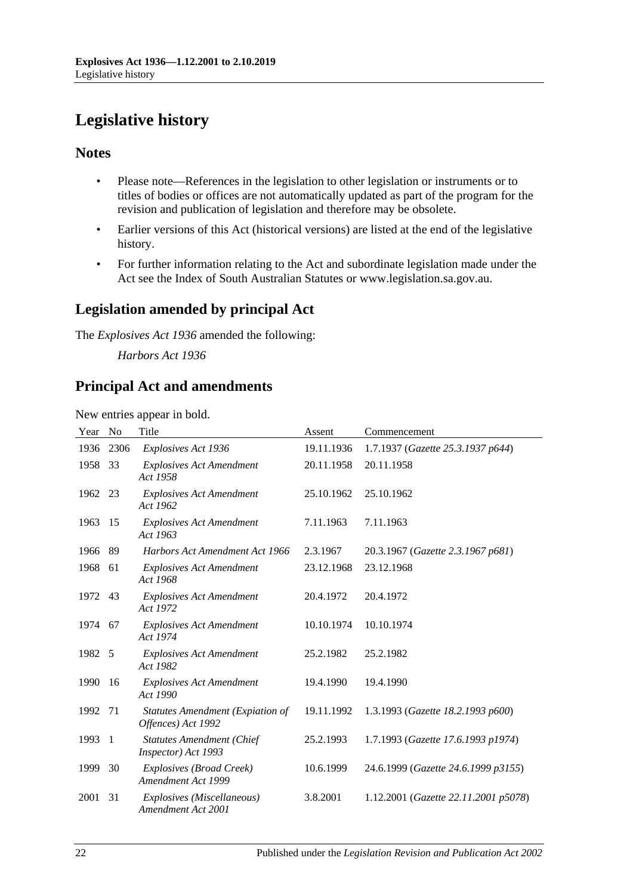# Legislative history

## Notes

- Please note—References in the legislation to other legislation or instruments or to titles of bodies or offices are not automatically updated as part of the program for the revision and publication of legislation and therefore may be obsolete.
- Earlier versions of this Act (historical versions) are listed at the end of the legislative history.
- For further information relating to the Act and subordinate legislation made under the Act see the Index of South Australian Statutes or www.legislation.sa.gov.au.

## Legislation amended by principal Act

The *Explosives Act 1936* amended the following:

*Harbors Act 1936*

## Principal Act and amendments

New entries appear in bold.

| Year | No | Title | Assent | Commencement |
|---|---|---|---|---|
| 1936 | 2306 | *Explosives Act 1936* | 19.11.1936 | 1.7.1937 (*Gazette 25.3.1937 p644*) |
| 1958 | 33 | *Explosives Act Amendment Act 1958* | 20.11.1958 | 20.11.1958 |
| 1962 | 23 | *Explosives Act Amendment Act 1962* | 25.10.1962 | 25.10.1962 |
| 1963 | 15 | *Explosives Act Amendment Act 1963* | 7.11.1963 | 7.11.1963 |
| 1966 | 89 | *Harbors Act Amendment Act 1966* | 2.3.1967 | 20.3.1967 (*Gazette 2.3.1967 p681*) |
| 1968 | 61 | *Explosives Act Amendment Act 1968* | 23.12.1968 | 23.12.1968 |
| 1972 | 43 | *Explosives Act Amendment Act 1972* | 20.4.1972 | 20.4.1972 |
| 1974 | 67 | *Explosives Act Amendment Act 1974* | 10.10.1974 | 10.10.1974 |
| 1982 | 5 | *Explosives Act Amendment Act 1982* | 25.2.1982 | 25.2.1982 |
| 1990 | 16 | *Explosives Act Amendment Act 1990* | 19.4.1990 | 19.4.1990 |
| 1992 | 71 | *Statutes Amendment (Expiation of Offences) Act 1992* | 19.11.1992 | 1.3.1993 (*Gazette 18.2.1993 p600*) |
| 1993 | 1 | *Statutes Amendment (Chief Inspector) Act 1993* | 25.2.1993 | 1.7.1993 (*Gazette 17.6.1993 p1974*) |
| 1999 | 30 | *Explosives (Broad Creek) Amendment Act 1999* | 10.6.1999 | 24.6.1999 (*Gazette 24.6.1999 p3155*) |
| 2001 | 31 | *Explosives (Miscellaneous) Amendment Act 2001* | 3.8.2001 | 1.12.2001 (*Gazette 22.11.2001 p5078*) |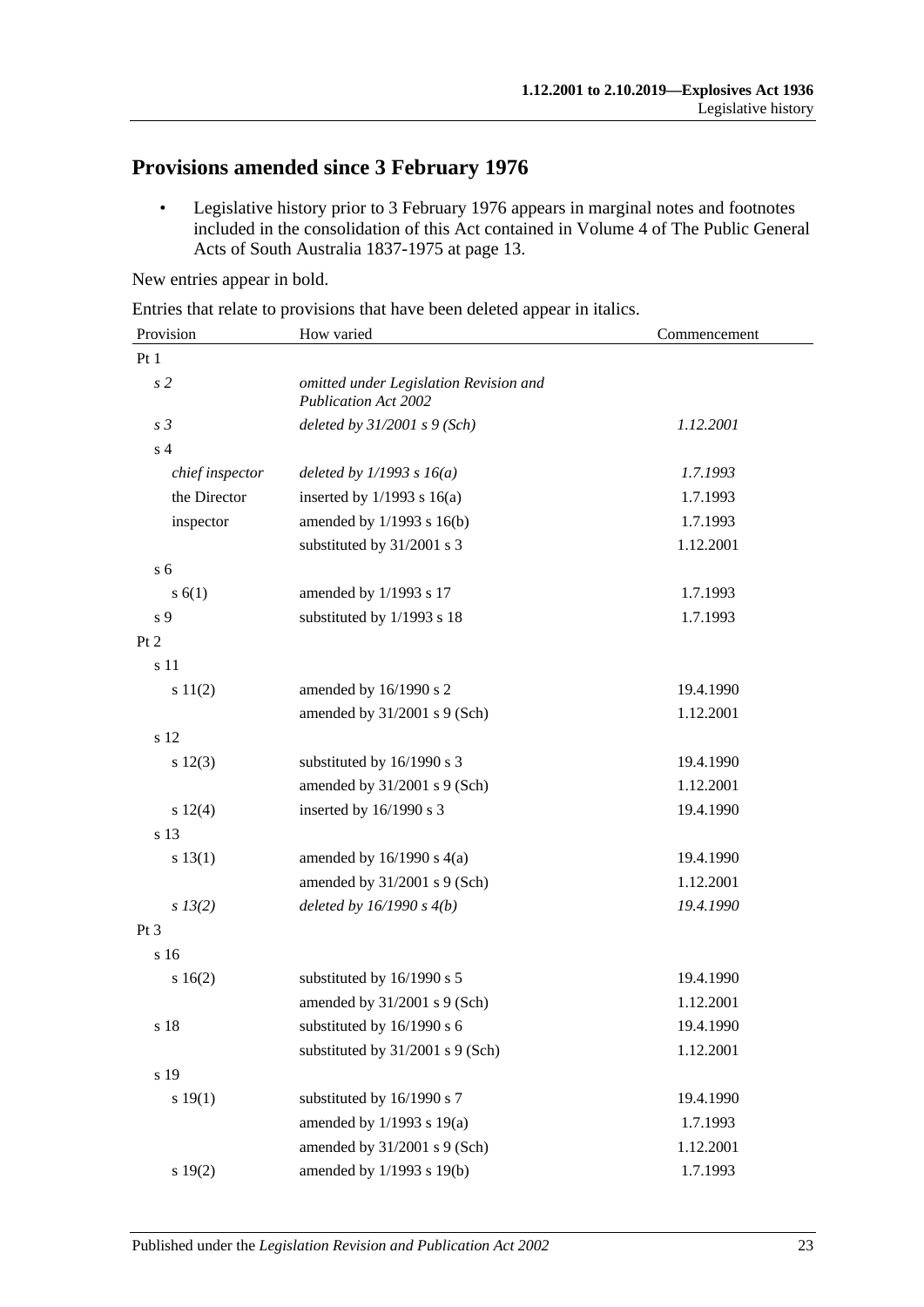## Provisions amended since 3 February 1976

- Legislative history prior to 3 February 1976 appears in marginal notes and footnotes included in the consolidation of this Act contained in Volume 4 of The Public General Acts of South Australia 1837-1975 at page 13.

New entries appear in bold.

Entries that relate to provisions that have been deleted appear in italics.

| Provision | How varied | Commencement |
|---|---|---|
| Pt 1 | | |
| *s 2* | *omitted under Legislation Revision and Publication Act 2002* | |
| *s 3* | *deleted by 31/2001 s 9 (Sch)* | *1.12.2001* |
| s 4 | | |
| *chief inspector* | *deleted by 1/1993 s 16(a)* | *1.7.1993* |
| the Director | inserted by 1/1993 s 16(a) | 1.7.1993 |
| inspector | amended by 1/1993 s 16(b) | 1.7.1993 |
| | substituted by 31/2001 s 3 | 1.12.2001 |
| s 6 | | |
| s 6(1) | amended by 1/1993 s 17 | 1.7.1993 |
| s 9 | substituted by 1/1993 s 18 | 1.7.1993 |
| Pt 2 | | |
| s 11 | | |
| s 11(2) | amended by 16/1990 s 2 | 19.4.1990 |
| | amended by 31/2001 s 9 (Sch) | 1.12.2001 |
| s 12 | | |
| s 12(3) | substituted by 16/1990 s 3 | 19.4.1990 |
| | amended by 31/2001 s 9 (Sch) | 1.12.2001 |
| s 12(4) | inserted by 16/1990 s 3 | 19.4.1990 |
| s 13 | | |
| s 13(1) | amended by 16/1990 s 4(a) | 19.4.1990 |
| | amended by 31/2001 s 9 (Sch) | 1.12.2001 |
| *s 13(2)* | *deleted by 16/1990 s 4(b)* | *19.4.1990* |
| Pt 3 | | |
| s 16 | | |
| s 16(2) | substituted by 16/1990 s 5 | 19.4.1990 |
| | amended by 31/2001 s 9 (Sch) | 1.12.2001 |
| s 18 | substituted by 16/1990 s 6 | 19.4.1990 |
| | substituted by 31/2001 s 9 (Sch) | 1.12.2001 |
| s 19 | | |
| s 19(1) | substituted by 16/1990 s 7 | 19.4.1990 |
| | amended by 1/1993 s 19(a) | 1.7.1993 |
| | amended by 31/2001 s 9 (Sch) | 1.12.2001 |
| s 19(2) | amended by 1/1993 s 19(b) | 1.7.1993 |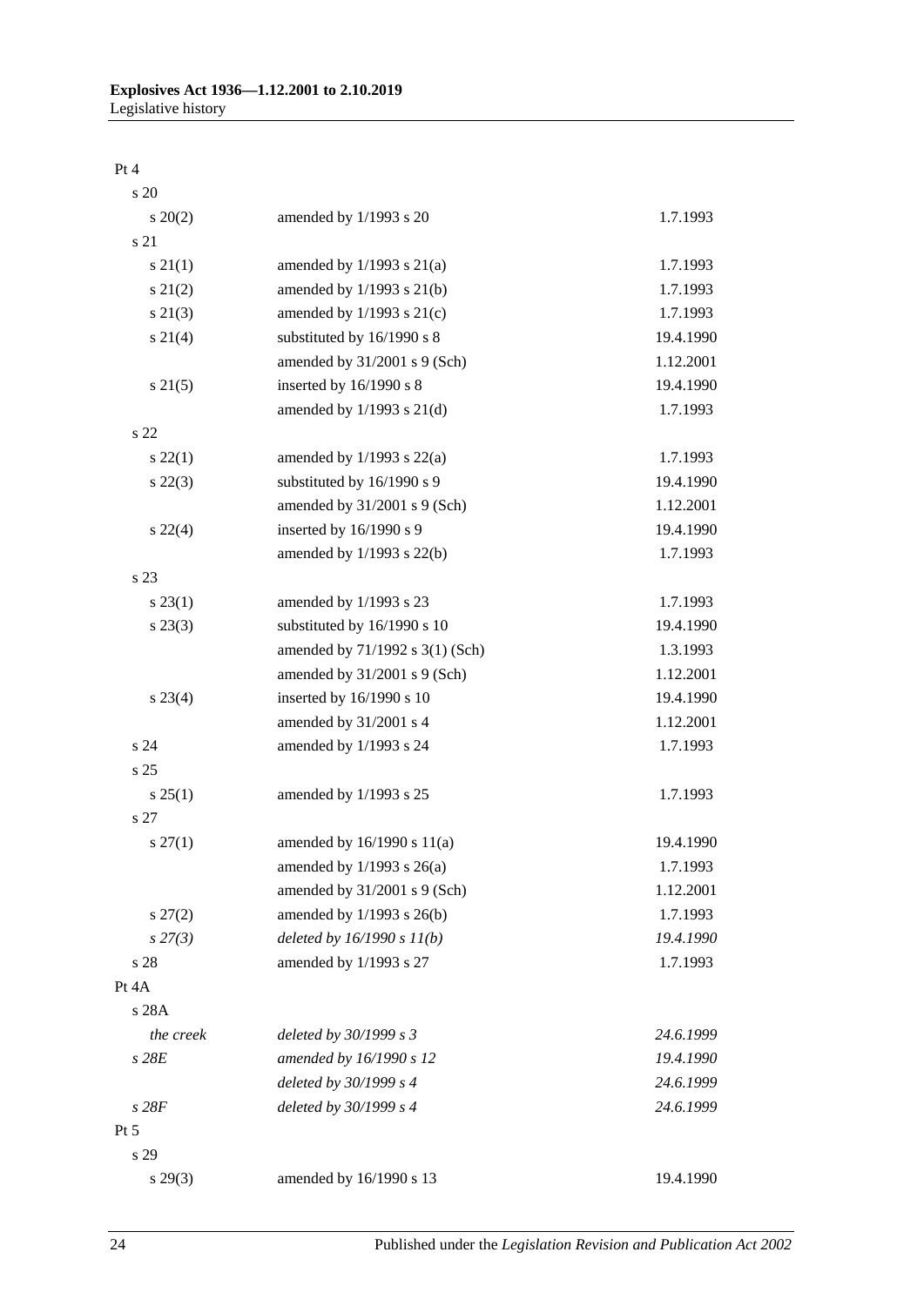| | | |
|---|---|---|
| Pt 4 | | |
| s 20 | | |
| s 20(2) | amended by 1/1993 s 20 | 1.7.1993 |
| s 21 | | |
| s 21(1) | amended by 1/1993 s 21(a) | 1.7.1993 |
| s 21(2) | amended by 1/1993 s 21(b) | 1.7.1993 |
| s 21(3) | amended by 1/1993 s 21(c) | 1.7.1993 |
| s 21(4) | substituted by 16/1990 s 8 | 19.4.1990 |
| | amended by 31/2001 s 9 (Sch) | 1.12.2001 |
| s 21(5) | inserted by 16/1990 s 8 | 19.4.1990 |
| | amended by 1/1993 s 21(d) | 1.7.1993 |
| s 22 | | |
| s 22(1) | amended by 1/1993 s 22(a) | 1.7.1993 |
| s 22(3) | substituted by 16/1990 s 9 | 19.4.1990 |
| | amended by 31/2001 s 9 (Sch) | 1.12.2001 |
| s 22(4) | inserted by 16/1990 s 9 | 19.4.1990 |
| | amended by 1/1993 s 22(b) | 1.7.1993 |
| s 23 | | |
| s 23(1) | amended by 1/1993 s 23 | 1.7.1993 |
| s 23(3) | substituted by 16/1990 s 10 | 19.4.1990 |
| | amended by 71/1992 s 3(1) (Sch) | 1.3.1993 |
| | amended by 31/2001 s 9 (Sch) | 1.12.2001 |
| s 23(4) | inserted by 16/1990 s 10 | 19.4.1990 |
| | amended by 31/2001 s 4 | 1.12.2001 |
| s 24 | amended by 1/1993 s 24 | 1.7.1993 |
| s 25 | | |
| s 25(1) | amended by 1/1993 s 25 | 1.7.1993 |
| s 27 | | |
| s 27(1) | amended by 16/1990 s 11(a) | 19.4.1990 |
| | amended by 1/1993 s 26(a) | 1.7.1993 |
| | amended by 31/2001 s 9 (Sch) | 1.12.2001 |
| s 27(2) | amended by 1/1993 s 26(b) | 1.7.1993 |
| *s 27(3)* | *deleted by 16/1990 s 11(b)* | *19.4.1990* |
| s 28 | amended by 1/1993 s 27 | 1.7.1993 |
| Pt 4A | | |
| s 28A | | |
| *the creek* | *deleted by 30/1999 s 3* | *24.6.1999* |
| *s 28E* | *amended by 16/1990 s 12* | *19.4.1990* |
| | *deleted by 30/1999 s 4* | *24.6.1999* |
| *s 28F* | *deleted by 30/1999 s 4* | *24.6.1999* |
| Pt 5 | | |
| s 29 | | |
| s 29(3) | amended by 16/1990 s 13 | 19.4.1990 |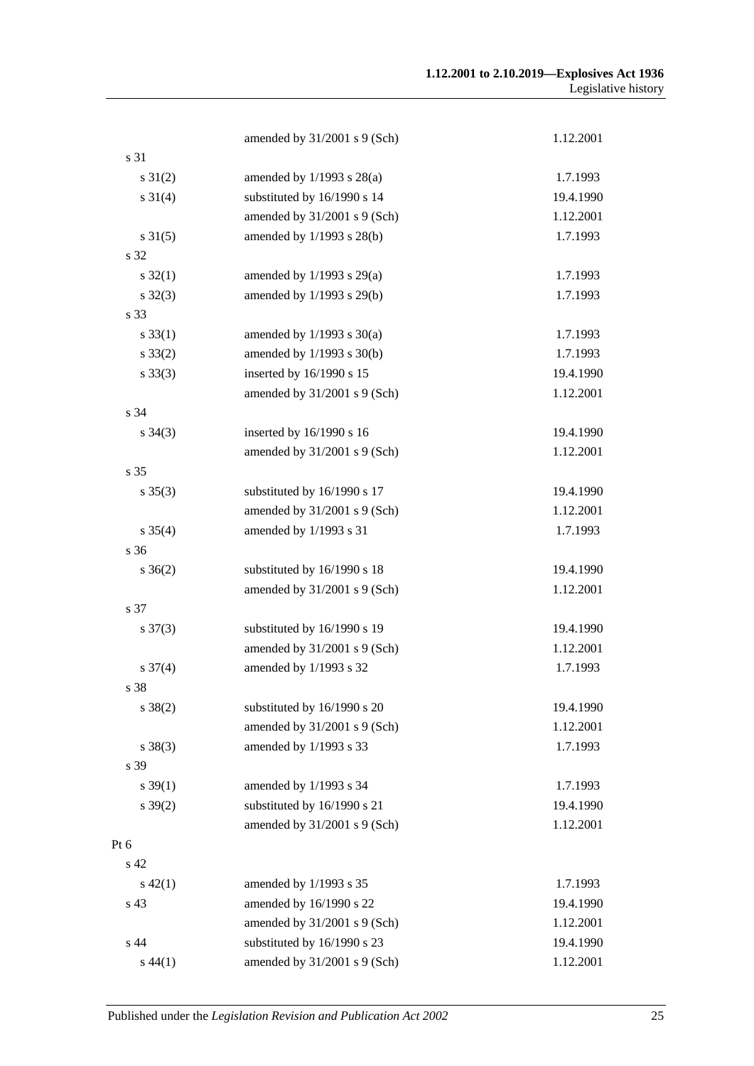| | | |
|---|---|---|
| | amended by 31/2001 s 9 (Sch) | 1.12.2001 |
| s 31 | | |
| s 31(2) | amended by 1/1993 s 28(a) | 1.7.1993 |
| s 31(4) | substituted by 16/1990 s 14 | 19.4.1990 |
| | amended by 31/2001 s 9 (Sch) | 1.12.2001 |
| s 31(5) | amended by 1/1993 s 28(b) | 1.7.1993 |
| s 32 | | |
| s 32(1) | amended by 1/1993 s 29(a) | 1.7.1993 |
| s 32(3) | amended by 1/1993 s 29(b) | 1.7.1993 |
| s 33 | | |
| s 33(1) | amended by 1/1993 s 30(a) | 1.7.1993 |
| s 33(2) | amended by 1/1993 s 30(b) | 1.7.1993 |
| s 33(3) | inserted by 16/1990 s 15 | 19.4.1990 |
| | amended by 31/2001 s 9 (Sch) | 1.12.2001 |
| s 34 | | |
| s 34(3) | inserted by 16/1990 s 16 | 19.4.1990 |
| | amended by 31/2001 s 9 (Sch) | 1.12.2001 |
| s 35 | | |
| s 35(3) | substituted by 16/1990 s 17 | 19.4.1990 |
| | amended by 31/2001 s 9 (Sch) | 1.12.2001 |
| s 35(4) | amended by 1/1993 s 31 | 1.7.1993 |
| s 36 | | |
| s 36(2) | substituted by 16/1990 s 18 | 19.4.1990 |
| | amended by 31/2001 s 9 (Sch) | 1.12.2001 |
| s 37 | | |
| s 37(3) | substituted by 16/1990 s 19 | 19.4.1990 |
| | amended by 31/2001 s 9 (Sch) | 1.12.2001 |
| s 37(4) | amended by 1/1993 s 32 | 1.7.1993 |
| s 38 | | |
| s 38(2) | substituted by 16/1990 s 20 | 19.4.1990 |
| | amended by 31/2001 s 9 (Sch) | 1.12.2001 |
| s 38(3) | amended by 1/1993 s 33 | 1.7.1993 |
| s 39 | | |
| s 39(1) | amended by 1/1993 s 34 | 1.7.1993 |
| s 39(2) | substituted by 16/1990 s 21 | 19.4.1990 |
| | amended by 31/2001 s 9 (Sch) | 1.12.2001 |
| Pt 6 | | |
| s 42 | | |
| s 42(1) | amended by 1/1993 s 35 | 1.7.1993 |
| s 43 | amended by 16/1990 s 22 | 19.4.1990 |
| | amended by 31/2001 s 9 (Sch) | 1.12.2001 |
| s 44 | substituted by 16/1990 s 23 | 19.4.1990 |
| s 44(1) | amended by 31/2001 s 9 (Sch) | 1.12.2001 |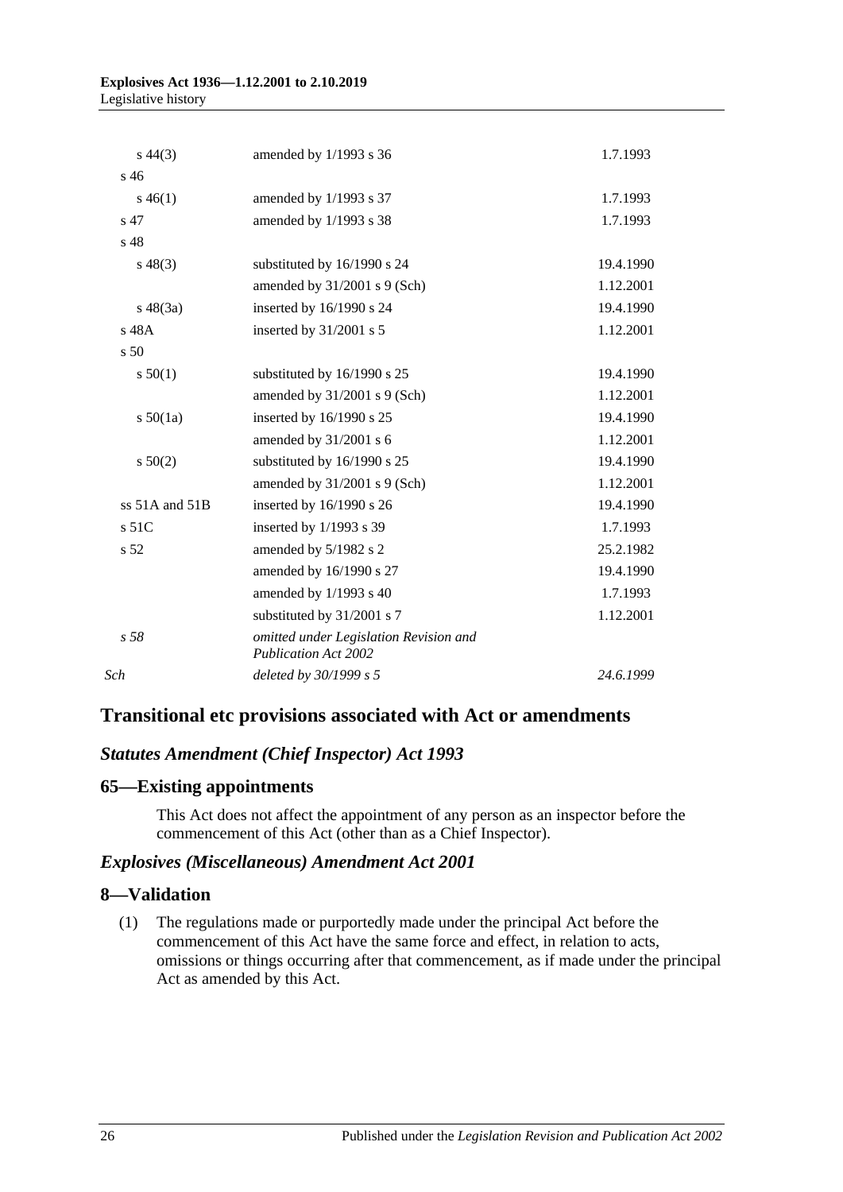| | | |
|---|---|---|
| s 44(3) | amended by 1/1993 s 36 | 1.7.1993 |
| s 46 | | |
| s 46(1) | amended by 1/1993 s 37 | 1.7.1993 |
| s 47 | amended by 1/1993 s 38 | 1.7.1993 |
| s 48 | | |
| s 48(3) | substituted by 16/1990 s 24 | 19.4.1990 |
| | amended by 31/2001 s 9 (Sch) | 1.12.2001 |
| s 48(3a) | inserted by 16/1990 s 24 | 19.4.1990 |
| s 48A | inserted by 31/2001 s 5 | 1.12.2001 |
| s 50 | | |
| s 50(1) | substituted by 16/1990 s 25 | 19.4.1990 |
| | amended by 31/2001 s 9 (Sch) | 1.12.2001 |
| s 50(1a) | inserted by 16/1990 s 25 | 19.4.1990 |
| | amended by 31/2001 s 6 | 1.12.2001 |
| s 50(2) | substituted by 16/1990 s 25 | 19.4.1990 |
| | amended by 31/2001 s 9 (Sch) | 1.12.2001 |
| ss 51A and 51B | inserted by 16/1990 s 26 | 19.4.1990 |
| s 51C | inserted by 1/1993 s 39 | 1.7.1993 |
| s 52 | amended by 5/1982 s 2 | 25.2.1982 |
| | amended by 16/1990 s 27 | 19.4.1990 |
| | amended by 1/1993 s 40 | 1.7.1993 |
| | substituted by 31/2001 s 7 | 1.12.2001 |
| *s 58* | *omitted under Legislation Revision and Publication Act 2002* | |
| *Sch* | *deleted by 30/1999 s 5* | *24.6.1999* |

## Transitional etc provisions associated with Act or amendments

### *Statutes Amendment (Chief Inspector) Act 1993*

### 65—Existing appointments

This Act does not affect the appointment of any person as an inspector before the commencement of this Act (other than as a Chief Inspector).

### *Explosives (Miscellaneous) Amendment Act 2001*

### 8—Validation

(1) The regulations made or purportedly made under the principal Act before the commencement of this Act have the same force and effect, in relation to acts, omissions or things occurring after that commencement, as if made under the principal Act as amended by this Act.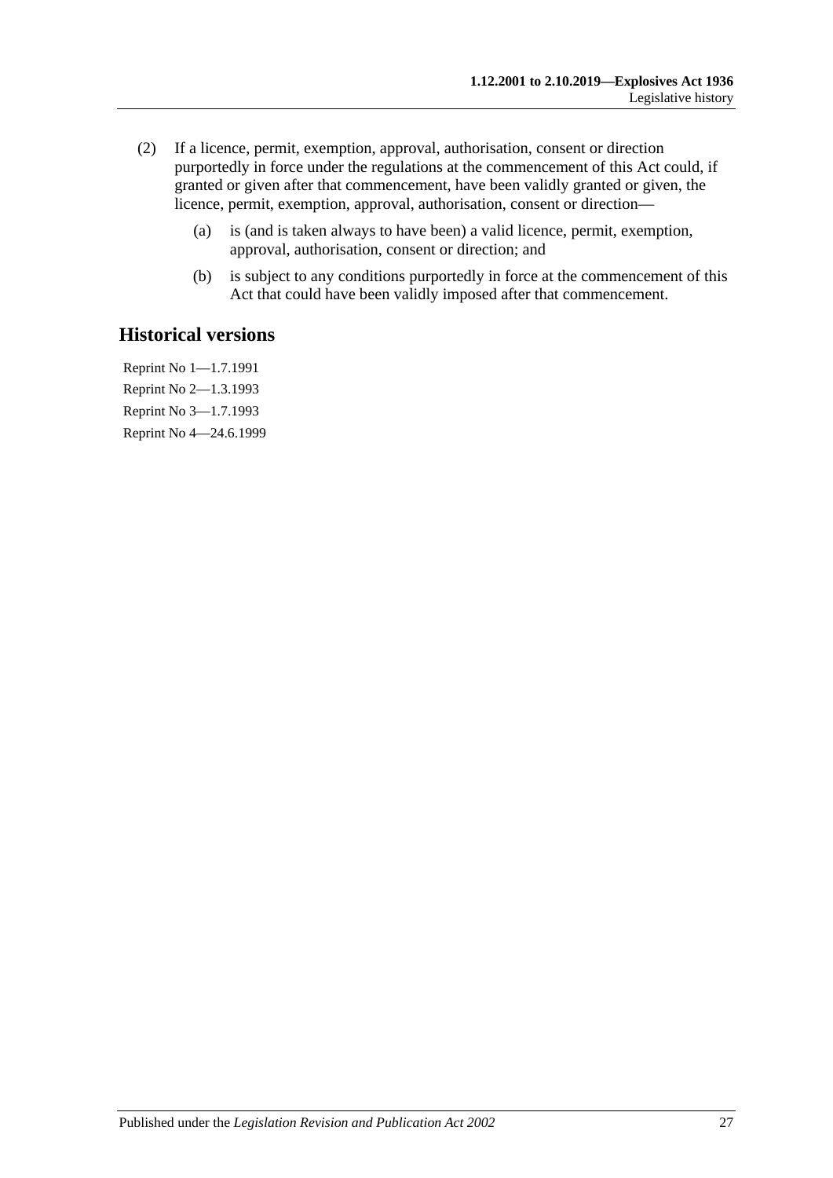(2) If a licence, permit, exemption, approval, authorisation, consent or direction purportedly in force under the regulations at the commencement of this Act could, if granted or given after that commencement, have been validly granted or given, the licence, permit, exemption, approval, authorisation, consent or direction—

(a) is (and is taken always to have been) a valid licence, permit, exemption, approval, authorisation, consent or direction; and

(b) is subject to any conditions purportedly in force at the commencement of this Act that could have been validly imposed after that commencement.

## Historical versions

Reprint No 1—1.7.1991

Reprint No 2—1.3.1993

Reprint No 3—1.7.1993

Reprint No 4—24.6.1999